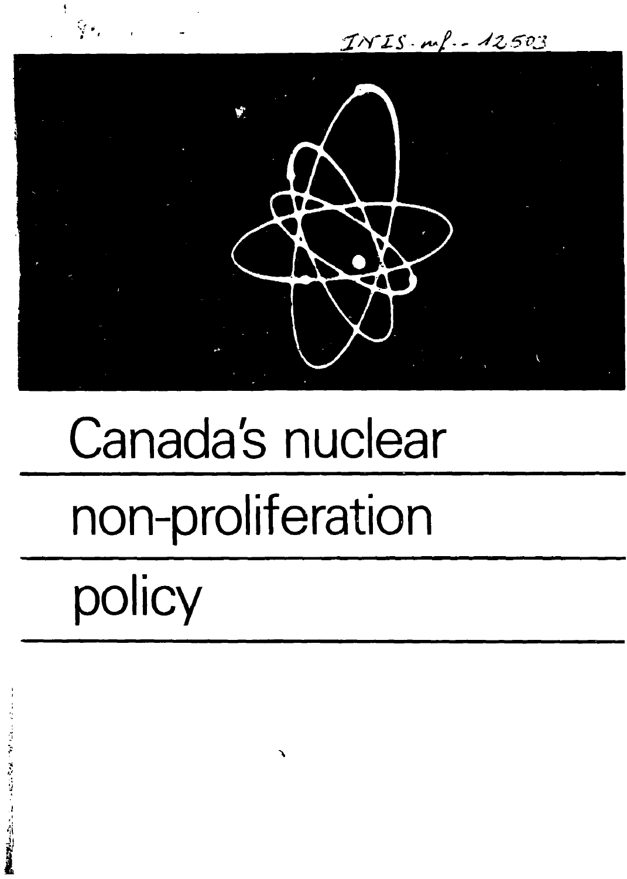INIS-mf--12503

# Canada's nuclear non-proliferation policy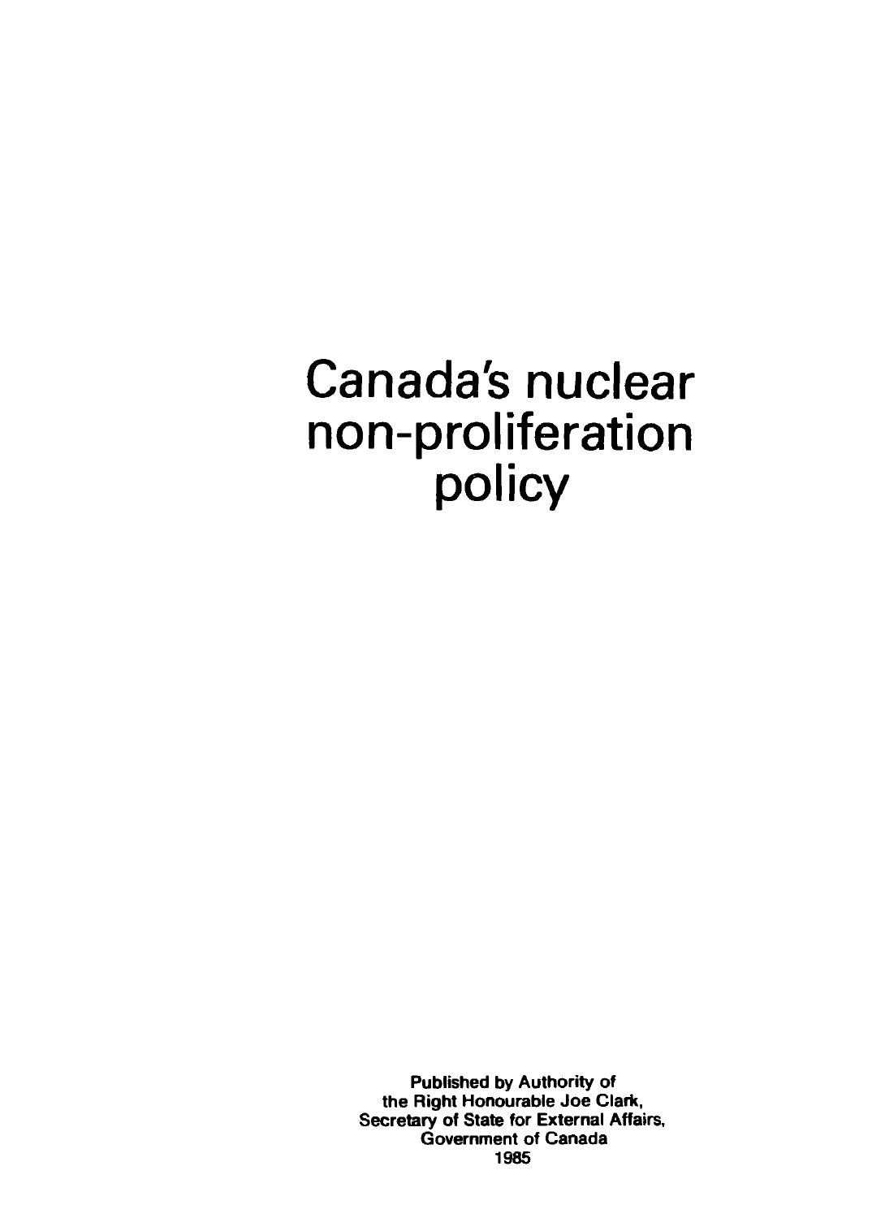# Canada's nuclear non-proliferation policy

Published by Authority of
the Right Honourable Joe Clark,
Secretary of State for External Affairs,
Government of Canada
1985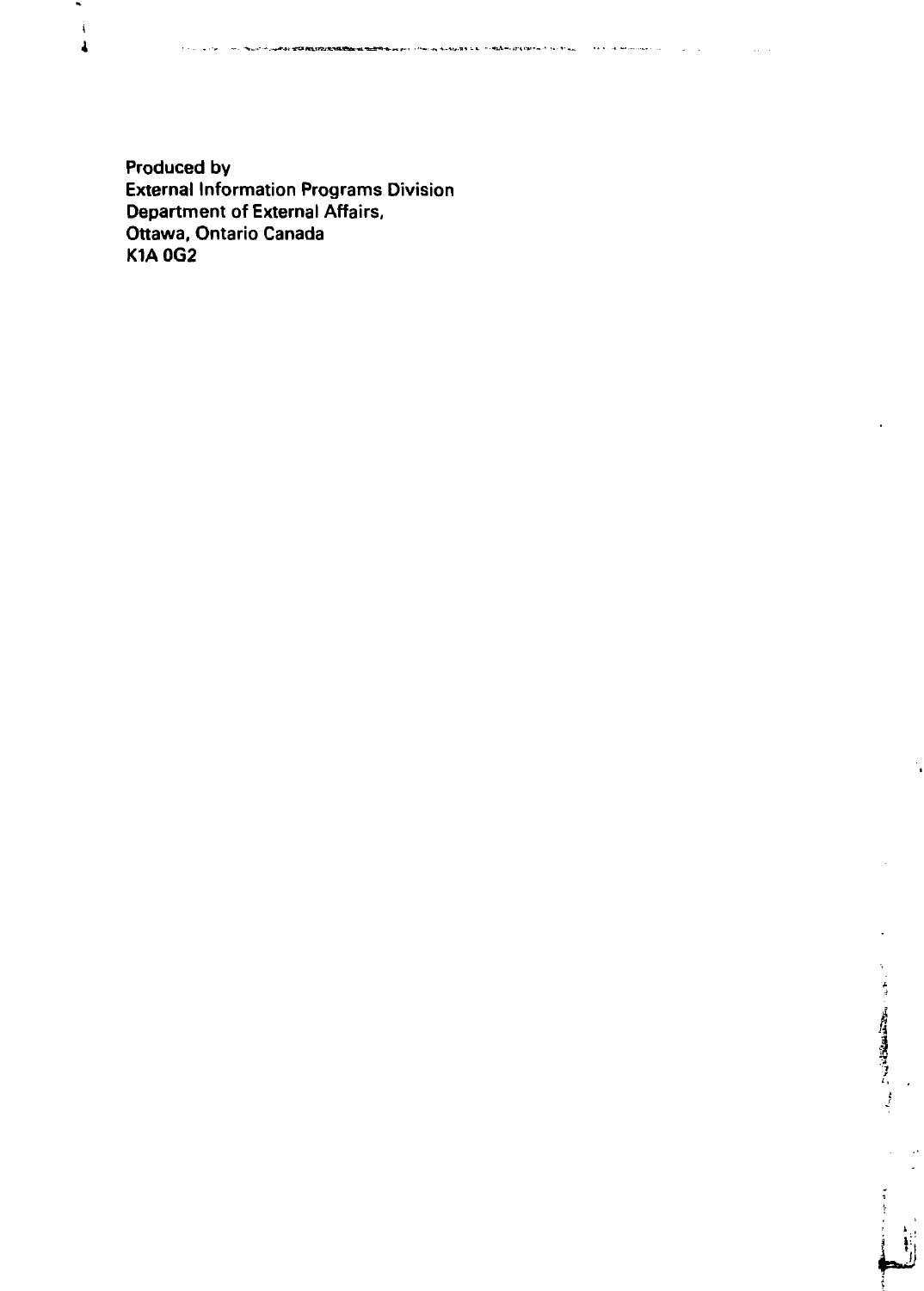**Produced by**
**External Information Programs Division**
**Department of External Affairs,**
**Ottawa, Ontario Canada**
**K1A 0G2**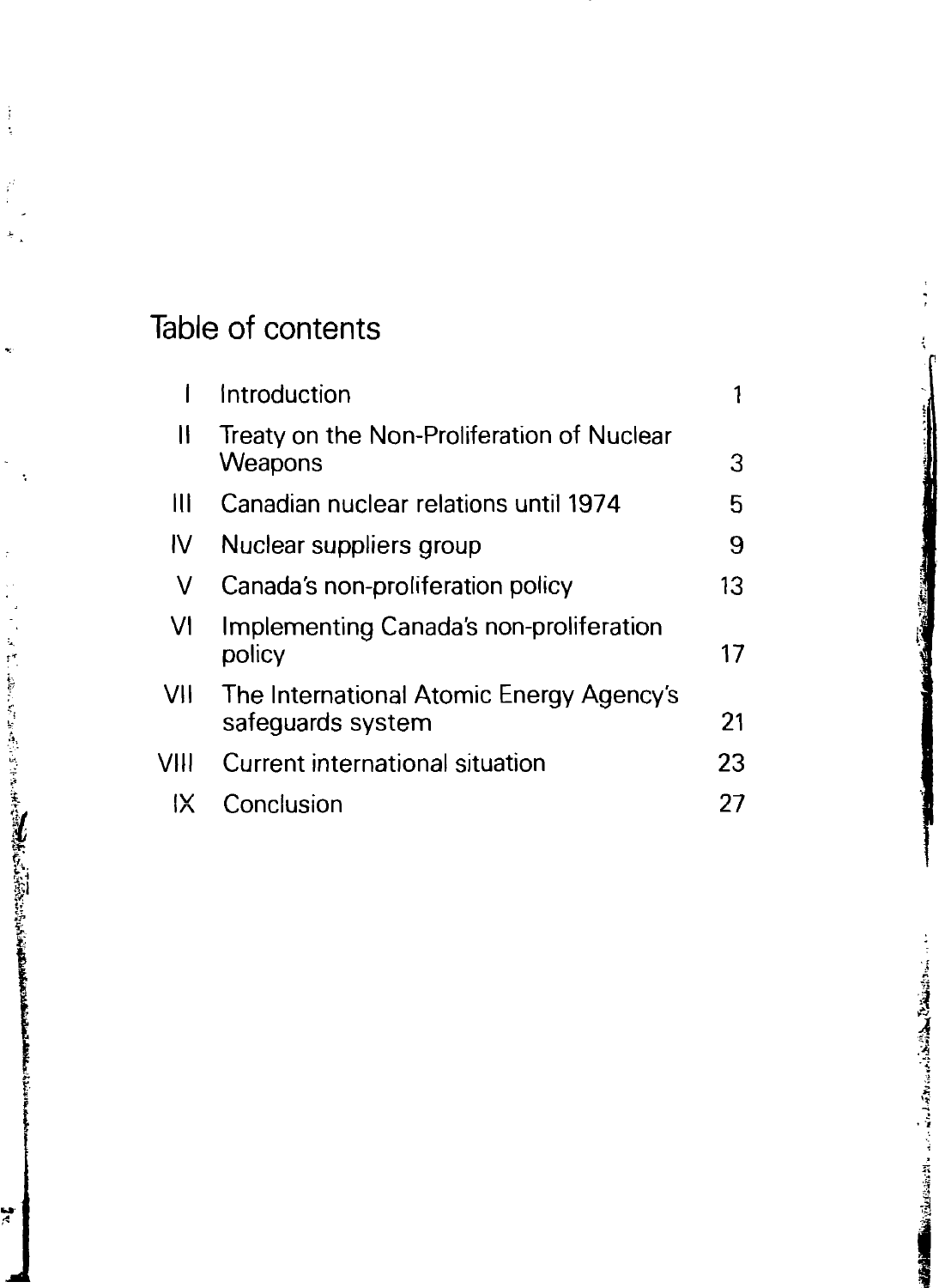# Table of contents

| | | |
|---|---|---|
| I | Introduction | 1 |
| II | Treaty on the Non-Proliferation of Nuclear Weapons | 3 |
| III | Canadian nuclear relations until 1974 | 5 |
| IV | Nuclear suppliers group | 9 |
| V | Canada's non-proliferation policy | 13 |
| VI | Implementing Canada's non-proliferation policy | 17 |
| VII | The International Atomic Energy Agency's safeguards system | 21 |
| VIII | Current international situation | 23 |
| IX | Conclusion | 27 |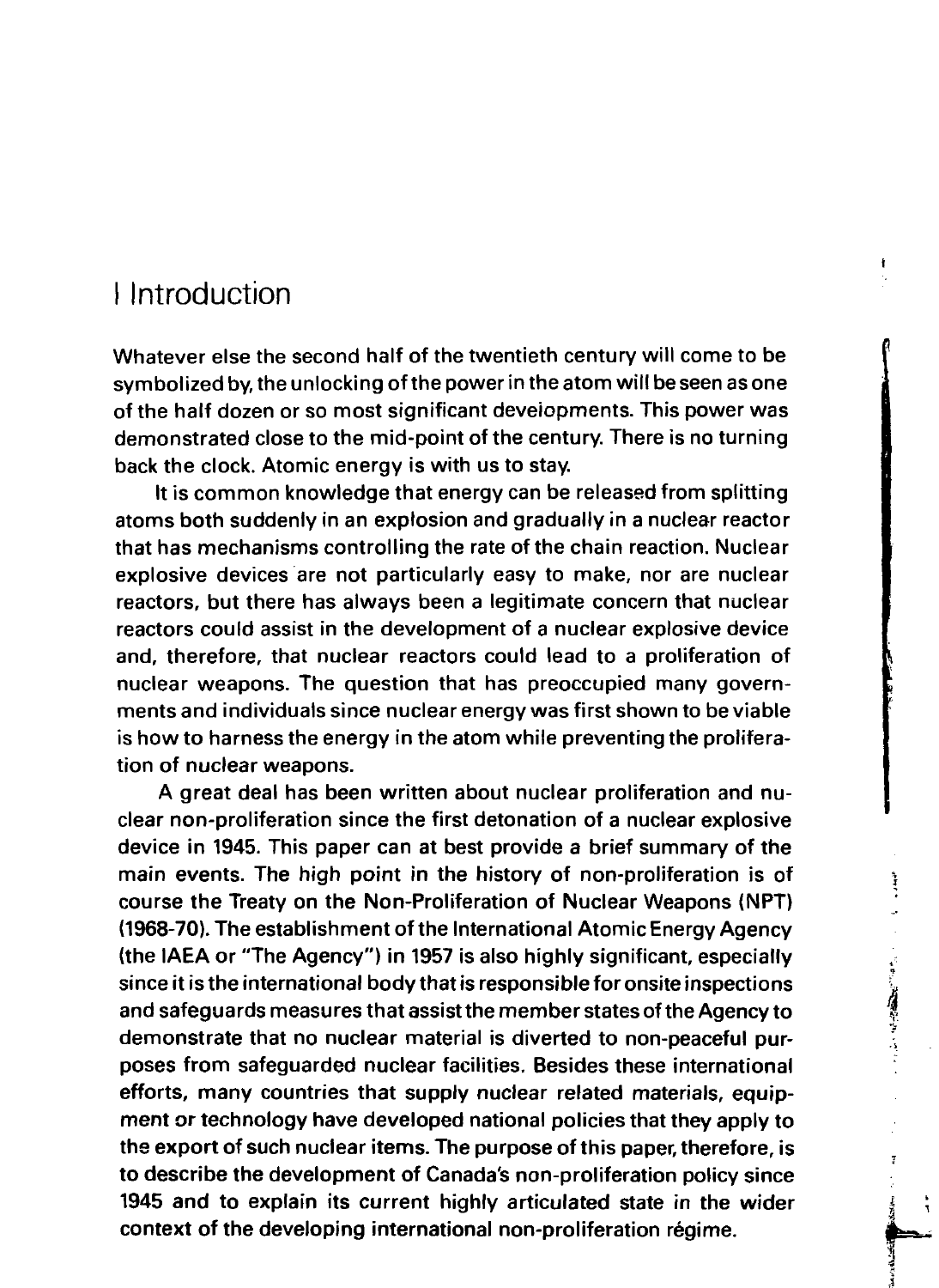# I Introduction

Whatever else the second half of the twentieth century will come to be symbolized by, the unlocking of the power in the atom will be seen as one of the half dozen or so most significant developments. This power was demonstrated close to the mid-point of the century. There is no turning back the clock. Atomic energy is with us to stay.

It is common knowledge that energy can be released from splitting atoms both suddenly in an explosion and gradually in a nuclear reactor that has mechanisms controlling the rate of the chain reaction. Nuclear explosive devices are not particularly easy to make, nor are nuclear reactors, but there has always been a legitimate concern that nuclear reactors could assist in the development of a nuclear explosive device and, therefore, that nuclear reactors could lead to a proliferation of nuclear weapons. The question that has preoccupied many governments and individuals since nuclear energy was first shown to be viable is how to harness the energy in the atom while preventing the proliferation of nuclear weapons.

A great deal has been written about nuclear proliferation and nuclear non-proliferation since the first detonation of a nuclear explosive device in 1945. This paper can at best provide a brief summary of the main events. The high point in the history of non-proliferation is of course the Treaty on the Non-Proliferation of Nuclear Weapons (NPT) (1968-70). The establishment of the International Atomic Energy Agency (the IAEA or "The Agency") in 1957 is also highly significant, especially since it is the international body that is responsible for onsite inspections and safeguards measures that assist the member states of the Agency to demonstrate that no nuclear material is diverted to non-peaceful purposes from safeguarded nuclear facilities. Besides these international efforts, many countries that supply nuclear related materials, equipment or technology have developed national policies that they apply to the export of such nuclear items. The purpose of this paper, therefore, is to describe the development of Canada's non-proliferation policy since 1945 and to explain its current highly articulated state in the wider context of the developing international non-proliferation régime.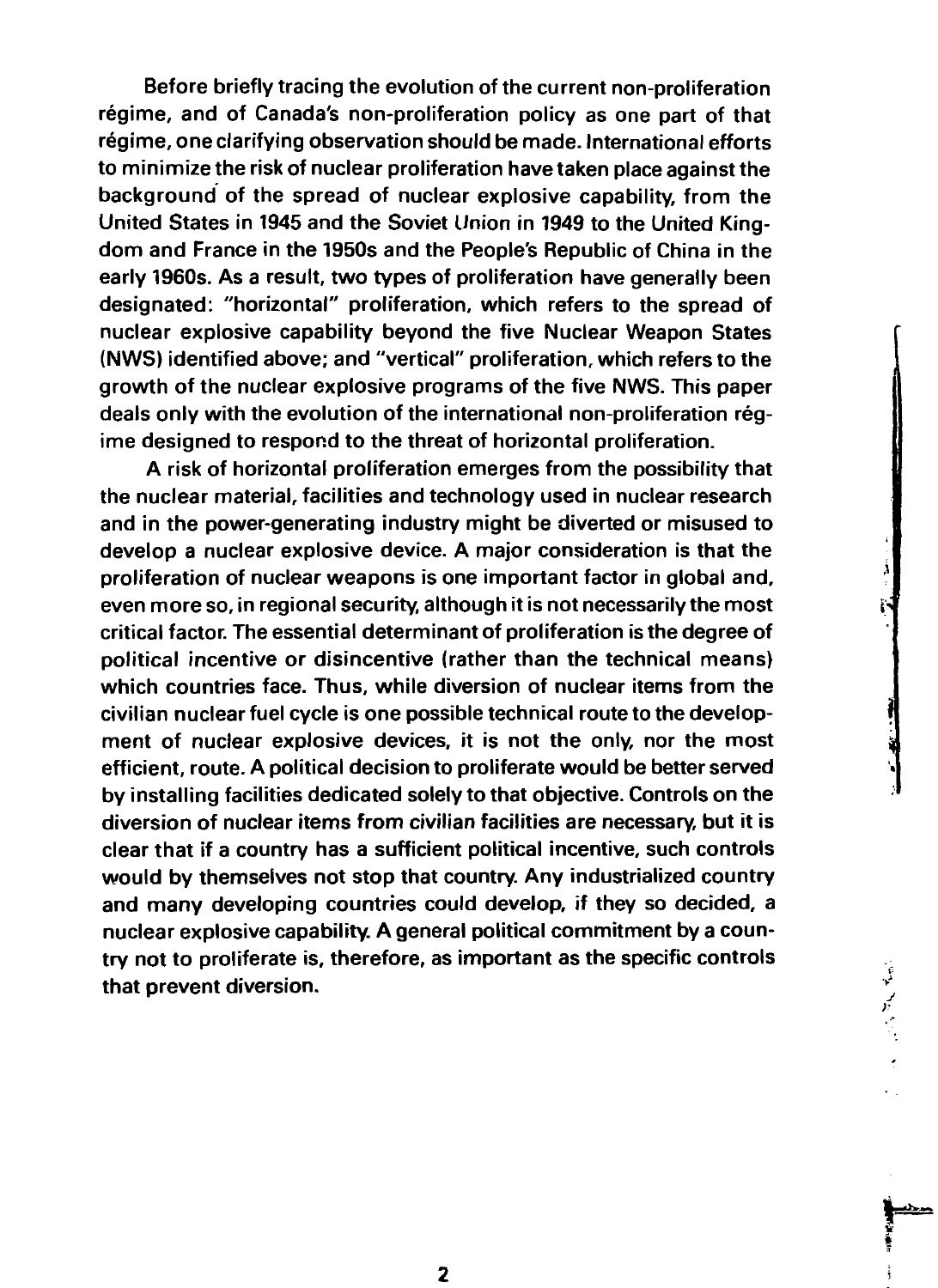Before briefly tracing the evolution of the current non-proliferation régime, and of Canada's non-proliferation policy as one part of that régime, one clarifying observation should be made. International efforts to minimize the risk of nuclear proliferation have taken place against the background of the spread of nuclear explosive capability, from the United States in 1945 and the Soviet Union in 1949 to the United Kingdom and France in the 1950s and the People's Republic of China in the early 1960s. As a result, two types of proliferation have generally been designated: "horizontal" proliferation, which refers to the spread of nuclear explosive capability beyond the five Nuclear Weapon States (NWS) identified above; and "vertical" proliferation, which refers to the growth of the nuclear explosive programs of the five NWS. This paper deals only with the evolution of the international non-proliferation régime designed to respond to the threat of horizontal proliferation.

A risk of horizontal proliferation emerges from the possibility that the nuclear material, facilities and technology used in nuclear research and in the power-generating industry might be diverted or misused to develop a nuclear explosive device. A major consideration is that the proliferation of nuclear weapons is one important factor in global and, even more so, in regional security, although it is not necessarily the most critical factor. The essential determinant of proliferation is the degree of political incentive or disincentive (rather than the technical means) which countries face. Thus, while diversion of nuclear items from the civilian nuclear fuel cycle is one possible technical route to the development of nuclear explosive devices, it is not the only, nor the most efficient, route. A political decision to proliferate would be better served by installing facilities dedicated solely to that objective. Controls on the diversion of nuclear items from civilian facilities are necessary, but it is clear that if a country has a sufficient political incentive, such controls would by themselves not stop that country. Any industrialized country and many developing countries could develop, if they so decided, a nuclear explosive capability. A general political commitment by a country not to proliferate is, therefore, as important as the specific controls that prevent diversion.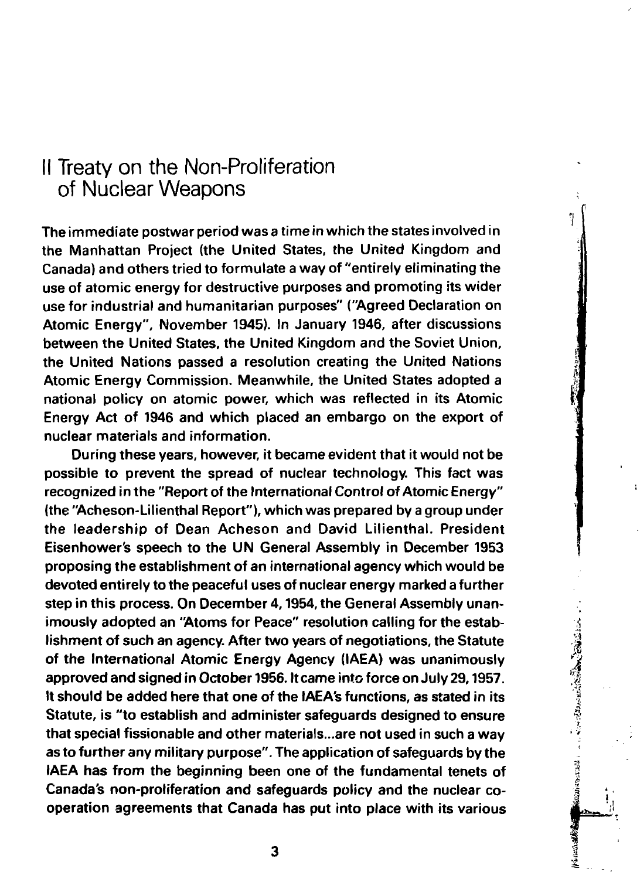# II Treaty on the Non-Proliferation of Nuclear Weapons

The immediate postwar period was a time in which the states involved in the Manhattan Project (the United States, the United Kingdom and Canada) and others tried to formulate a way of "entirely eliminating the use of atomic energy for destructive purposes and promoting its wider use for industrial and humanitarian purposes" ("Agreed Declaration on Atomic Energy", November 1945). In January 1946, after discussions between the United States, the United Kingdom and the Soviet Union, the United Nations passed a resolution creating the United Nations Atomic Energy Commission. Meanwhile, the United States adopted a national policy on atomic power, which was reflected in its Atomic Energy Act of 1946 and which placed an embargo on the export of nuclear materials and information.

During these years, however, it became evident that it would not be possible to prevent the spread of nuclear technology. This fact was recognized in the "Report of the International Control of Atomic Energy" (the "Acheson-Lilienthal Report"), which was prepared by a group under the leadership of Dean Acheson and David Lilienthal. President Eisenhower's speech to the UN General Assembly in December 1953 proposing the establishment of an international agency which would be devoted entirely to the peaceful uses of nuclear energy marked a further step in this process. On December 4, 1954, the General Assembly unanimously adopted an "Atoms for Peace" resolution calling for the establishment of such an agency. After two years of negotiations, the Statute of the International Atomic Energy Agency (IAEA) was unanimously approved and signed in October 1956. It came into force on July 29, 1957. It should be added here that one of the IAEA's functions, as stated in its Statute, is "to establish and administer safeguards designed to ensure that special fissionable and other materials...are not used in such a way as to further any military purpose". The application of safeguards by the IAEA has from the beginning been one of the fundamental tenets of Canada's non-proliferation and safeguards policy and the nuclear co-operation agreements that Canada has put into place with its various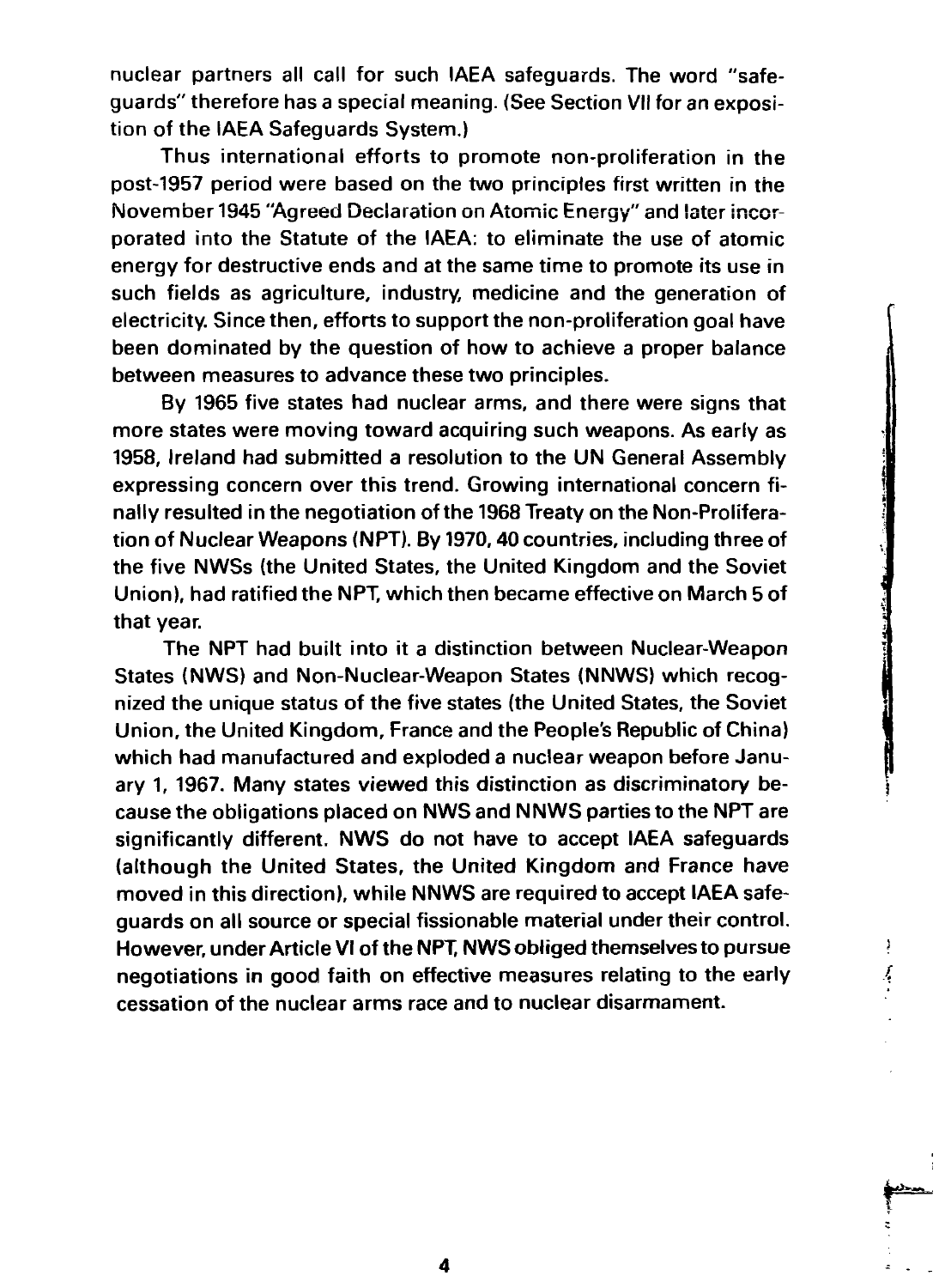nuclear partners all call for such IAEA safeguards. The word "safeguards" therefore has a special meaning. (See Section VII for an exposition of the IAEA Safeguards System.)

Thus international efforts to promote non-proliferation in the post-1957 period were based on the two principles first written in the November 1945 "Agreed Declaration on Atomic Energy" and later incorporated into the Statute of the IAEA: to eliminate the use of atomic energy for destructive ends and at the same time to promote its use in such fields as agriculture, industry, medicine and the generation of electricity. Since then, efforts to support the non-proliferation goal have been dominated by the question of how to achieve a proper balance between measures to advance these two principles.

By 1965 five states had nuclear arms, and there were signs that more states were moving toward acquiring such weapons. As early as 1958, Ireland had submitted a resolution to the UN General Assembly expressing concern over this trend. Growing international concern finally resulted in the negotiation of the 1968 Treaty on the Non-Proliferation of Nuclear Weapons (NPT). By 1970, 40 countries, including three of the five NWSs (the United States, the United Kingdom and the Soviet Union), had ratified the NPT, which then became effective on March 5 of that year.

The NPT had built into it a distinction between Nuclear-Weapon States (NWS) and Non-Nuclear-Weapon States (NNWS) which recognized the unique status of the five states (the United States, the Soviet Union, the United Kingdom, France and the People's Republic of China) which had manufactured and exploded a nuclear weapon before January 1, 1967. Many states viewed this distinction as discriminatory because the obligations placed on NWS and NNWS parties to the NPT are significantly different. NWS do not have to accept IAEA safeguards (although the United States, the United Kingdom and France have moved in this direction), while NNWS are required to accept IAEA safeguards on all source or special fissionable material under their control. However, under Article VI of the NPT, NWS obliged themselves to pursue negotiations in good faith on effective measures relating to the early cessation of the nuclear arms race and to nuclear disarmament.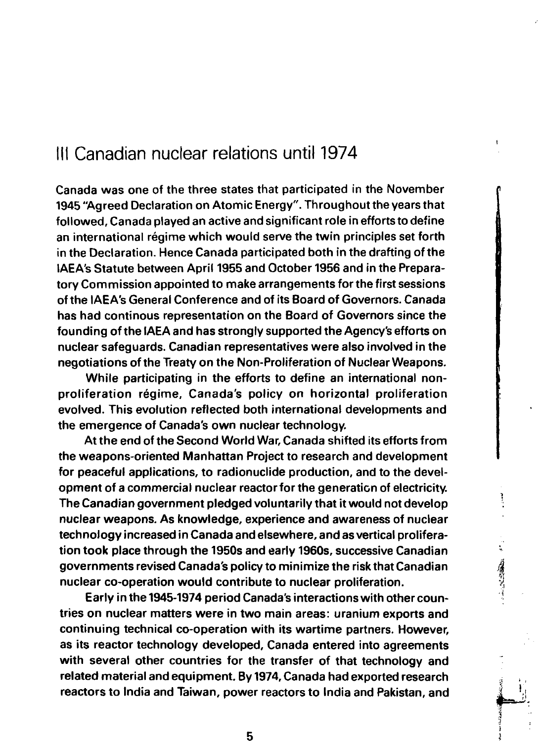## III Canadian nuclear relations until 1974

Canada was one of the three states that participated in the November 1945 "Agreed Declaration on Atomic Energy". Throughout the years that followed, Canada played an active and significant role in efforts to define an international régime which would serve the twin principles set forth in the Declaration. Hence Canada participated both in the drafting of the IAEA's Statute between April 1955 and October 1956 and in the Preparatory Commission appointed to make arrangements for the first sessions of the IAEA's General Conference and of its Board of Governors. Canada has had continous representation on the Board of Governors since the founding of the IAEA and has strongly supported the Agency's efforts on nuclear safeguards. Canadian representatives were also involved in the negotiations of the Treaty on the Non-Proliferation of Nuclear Weapons.

While participating in the efforts to define an international non-proliferation régime, Canada's policy on horizontal proliferation evolved. This evolution reflected both international developments and the emergence of Canada's own nuclear technology.

At the end of the Second World War, Canada shifted its efforts from the weapons-oriented Manhattan Project to research and development for peaceful applications, to radionuclide production, and to the development of a commercial nuclear reactor for the generation of electricity. The Canadian government pledged voluntarily that it would not develop nuclear weapons. As knowledge, experience and awareness of nuclear technology increased in Canada and elsewhere, and as vertical proliferation took place through the 1950s and early 1960s, successive Canadian governments revised Canada's policy to minimize the risk that Canadian nuclear co-operation would contribute to nuclear proliferation.

Early in the 1945-1974 period Canada's interactions with other countries on nuclear matters were in two main areas: uranium exports and continuing technical co-operation with its wartime partners. However, as its reactor technology developed, Canada entered into agreements with several other countries for the transfer of that technology and related material and equipment. By 1974, Canada had exported research reactors to India and Taiwan, power reactors to India and Pakistan, and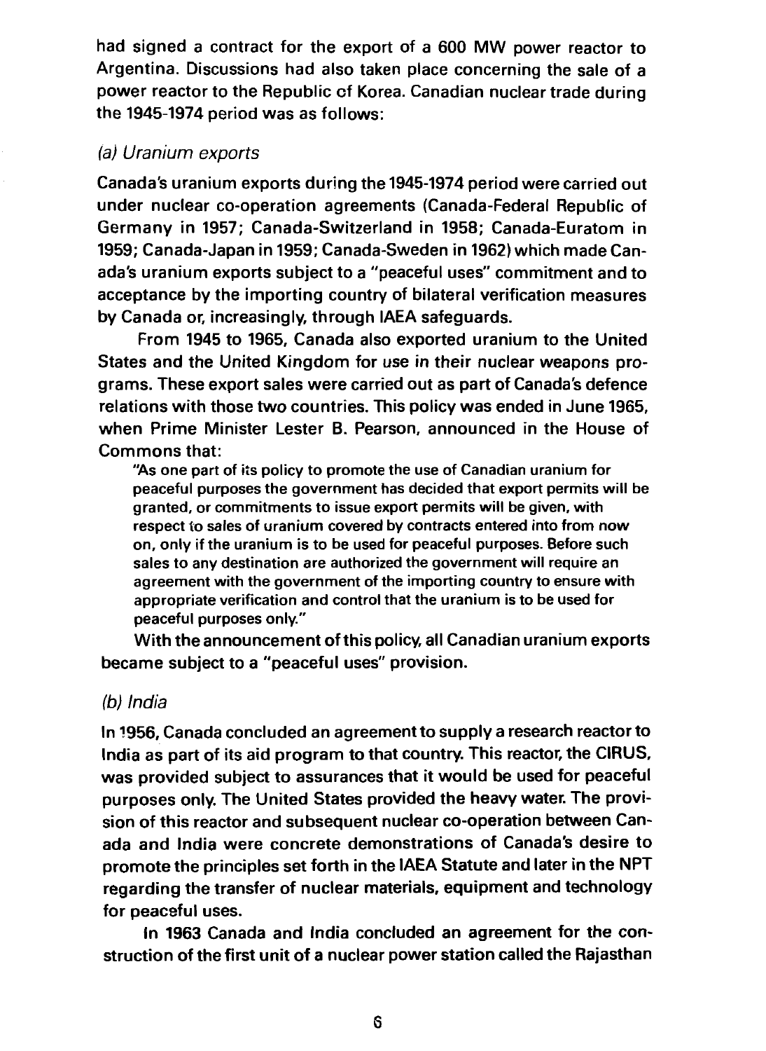had signed a contract for the export of a 600 MW power reactor to Argentina. Discussions had also taken place concerning the sale of a power reactor to the Republic of Korea. Canadian nuclear trade during the 1945-1974 period was as follows:

### *(a) Uranium exports*

Canada's uranium exports during the 1945-1974 period were carried out under nuclear co-operation agreements (Canada-Federal Republic of Germany in 1957; Canada-Switzerland in 1958; Canada-Euratom in 1959; Canada-Japan in 1959; Canada-Sweden in 1962) which made Canada's uranium exports subject to a "peaceful uses" commitment and to acceptance by the importing country of bilateral verification measures by Canada or, increasingly, through IAEA safeguards.

From 1945 to 1965, Canada also exported uranium to the United States and the United Kingdom for use in their nuclear weapons programs. These export sales were carried out as part of Canada's defence relations with those two countries. This policy was ended in June 1965, when Prime Minister Lester B. Pearson, announced in the House of Commons that:

> "As one part of its policy to promote the use of Canadian uranium for peaceful purposes the government has decided that export permits will be granted, or commitments to issue export permits will be given, with respect to sales of uranium covered by contracts entered into from now on, only if the uranium is to be used for peaceful purposes. Before such sales to any destination are authorized the government will require an agreement with the government of the importing country to ensure with appropriate verification and control that the uranium is to be used for peaceful purposes only."

With the announcement of this policy, all Canadian uranium exports became subject to a "peaceful uses" provision.

### *(b) India*

In 1956, Canada concluded an agreement to supply a research reactor to India as part of its aid program to that country. This reactor, the CIRUS, was provided subject to assurances that it would be used for peaceful purposes only. The United States provided the heavy water. The provision of this reactor and subsequent nuclear co-operation between Canada and India were concrete demonstrations of Canada's desire to promote the principles set forth in the IAEA Statute and later in the NPT regarding the transfer of nuclear materials, equipment and technology for peaceful uses.

In 1963 Canada and India concluded an agreement for the construction of the first unit of a nuclear power station called the Rajasthan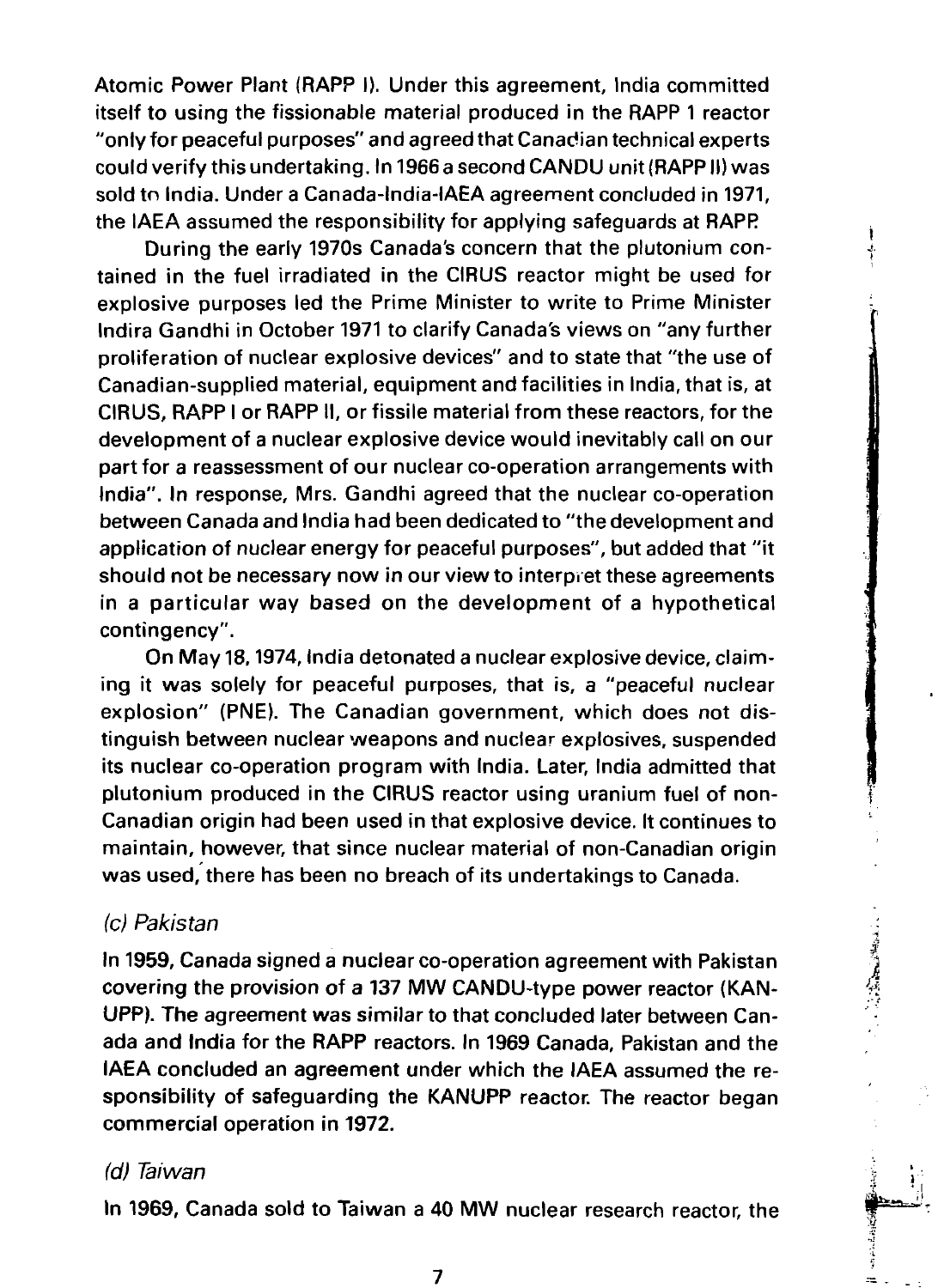Atomic Power Plant (RAPP I). Under this agreement, India committed itself to using the fissionable material produced in the RAPP 1 reactor "only for peaceful purposes" and agreed that Canadian technical experts could verify this undertaking. In 1966 a second CANDU unit (RAPP II) was sold to India. Under a Canada-India-IAEA agreement concluded in 1971, the IAEA assumed the responsibility for applying safeguards at RAPP.

During the early 1970s Canada's concern that the plutonium contained in the fuel irradiated in the CIRUS reactor might be used for explosive purposes led the Prime Minister to write to Prime Minister Indira Gandhi in October 1971 to clarify Canada's views on "any further proliferation of nuclear explosive devices" and to state that "the use of Canadian-supplied material, equipment and facilities in India, that is, at CIRUS, RAPP I or RAPP II, or fissile material from these reactors, for the development of a nuclear explosive device would inevitably call on our part for a reassessment of our nuclear co-operation arrangements with India". In response, Mrs. Gandhi agreed that the nuclear co-operation between Canada and India had been dedicated to "the development and application of nuclear energy for peaceful purposes", but added that "it should not be necessary now in our view to interpret these agreements in a particular way based on the development of a hypothetical contingency".

On May 18, 1974, India detonated a nuclear explosive device, claiming it was solely for peaceful purposes, that is, a "peaceful nuclear explosion" (PNE). The Canadian government, which does not distinguish between nuclear weapons and nuclear explosives, suspended its nuclear co-operation program with India. Later, India admitted that plutonium produced in the CIRUS reactor using uranium fuel of non-Canadian origin had been used in that explosive device. It continues to maintain, however, that since nuclear material of non-Canadian origin was used, there has been no breach of its undertakings to Canada.

### *(c) Pakistan*

In 1959, Canada signed a nuclear co-operation agreement with Pakistan covering the provision of a 137 MW CANDU-type power reactor (KANUPP). The agreement was similar to that concluded later between Canada and India for the RAPP reactors. In 1969 Canada, Pakistan and the IAEA concluded an agreement under which the IAEA assumed the responsibility of safeguarding the KANUPP reactor. The reactor began commercial operation in 1972.

### *(d) Taiwan*

In 1969, Canada sold to Taiwan a 40 MW nuclear research reactor, the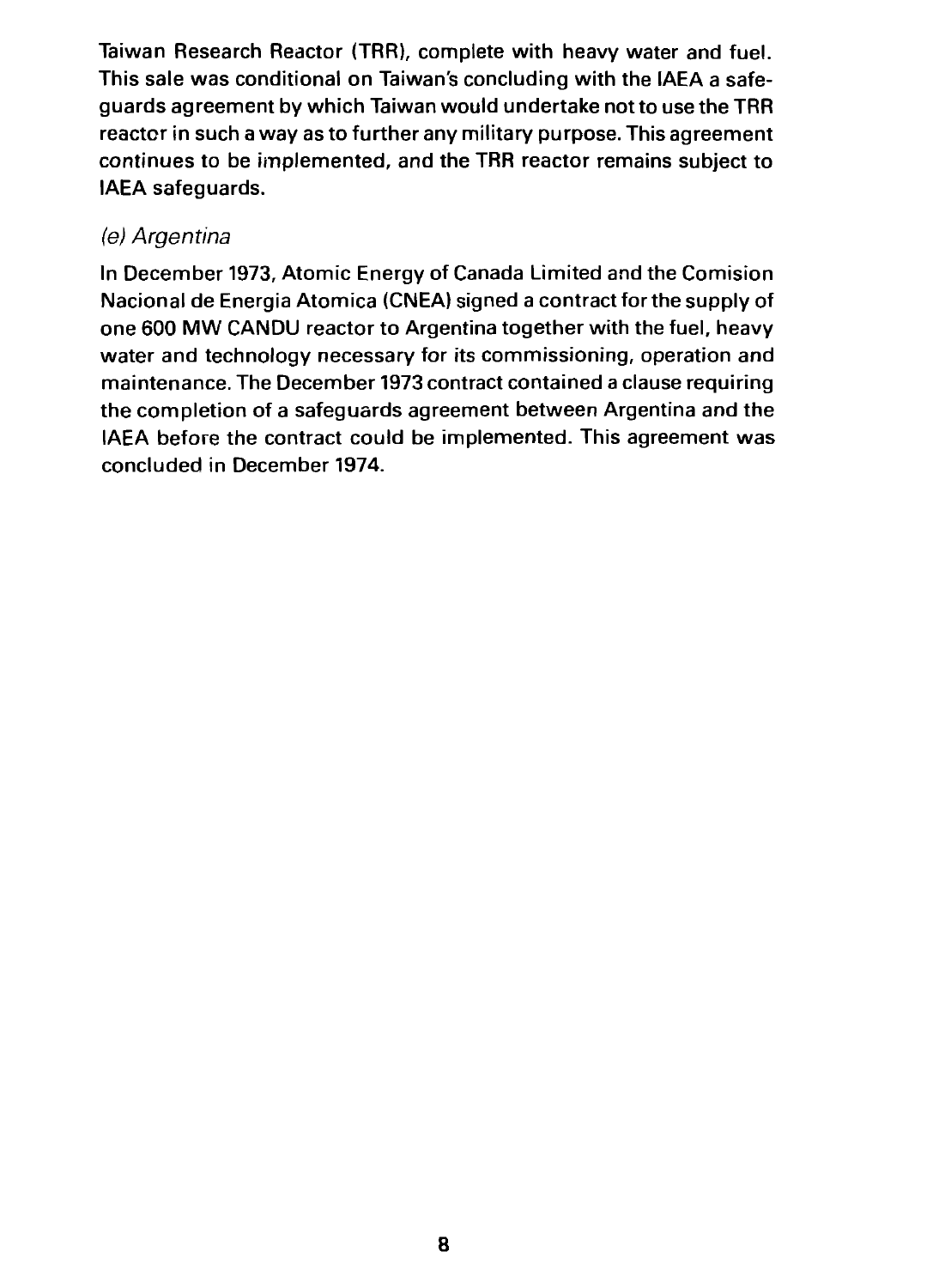Taiwan Research Reactor (TRR), complete with heavy water and fuel. This sale was conditional on Taiwan's concluding with the IAEA a safeguards agreement by which Taiwan would undertake not to use the TRR reactor in such a way as to further any military purpose. This agreement continues to be implemented, and the TRR reactor remains subject to IAEA safeguards.

### *(e) Argentina*

In December 1973, Atomic Energy of Canada Limited and the Comision Nacional de Energia Atomica (CNEA) signed a contract for the supply of one 600 MW CANDU reactor to Argentina together with the fuel, heavy water and technology necessary for its commissioning, operation and maintenance. The December 1973 contract contained a clause requiring the completion of a safeguards agreement between Argentina and the IAEA before the contract could be implemented. This agreement was concluded in December 1974.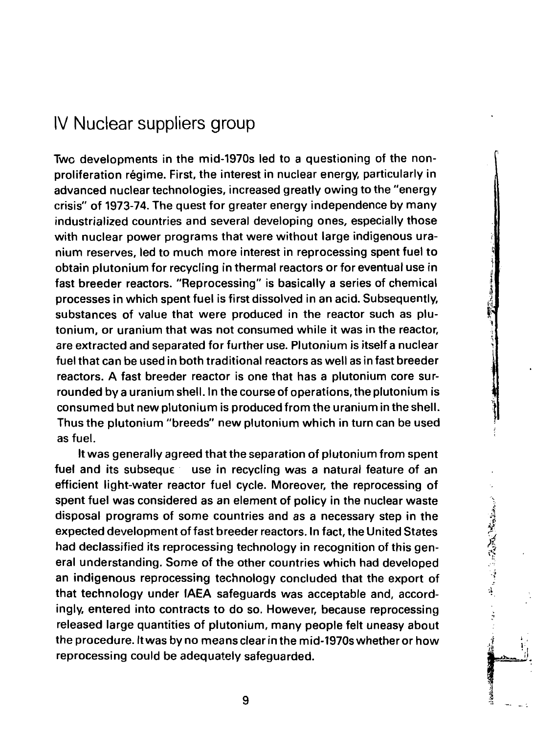# IV Nuclear suppliers group

Two developments in the mid-1970s led to a questioning of the non-proliferation régime. First, the interest in nuclear energy, particularly in advanced nuclear technologies, increased greatly owing to the "energy crisis" of 1973-74. The quest for greater energy independence by many industrialized countries and several developing ones, especially those with nuclear power programs that were without large indigenous uranium reserves, led to much more interest in reprocessing spent fuel to obtain plutonium for recycling in thermal reactors or for eventual use in fast breeder reactors. "Reprocessing" is basically a series of chemical processes in which spent fuel is first dissolved in an acid. Subsequently, substances of value that were produced in the reactor such as plutonium, or uranium that was not consumed while it was in the reactor, are extracted and separated for further use. Plutonium is itself a nuclear fuel that can be used in both traditional reactors as well as in fast breeder reactors. A fast breeder reactor is one that has a plutonium core surrounded by a uranium shell. In the course of operations, the plutonium is consumed but new plutonium is produced from the uranium in the shell. Thus the plutonium "breeds" new plutonium which in turn can be used as fuel.

It was generally agreed that the separation of plutonium from spent fuel and its subseque use in recycling was a natural feature of an efficient light-water reactor fuel cycle. Moreover, the reprocessing of spent fuel was considered as an element of policy in the nuclear waste disposal programs of some countries and as a necessary step in the expected development of fast breeder reactors. In fact, the United States had declassified its reprocessing technology in recognition of this general understanding. Some of the other countries which had developed an indigenous reprocessing technology concluded that the export of that technology under IAEA safeguards was acceptable and, accordingly, entered into contracts to do so. However, because reprocessing released large quantities of plutonium, many people felt uneasy about the procedure. It was by no means clear in the mid-1970s whether or how reprocessing could be adequately safeguarded.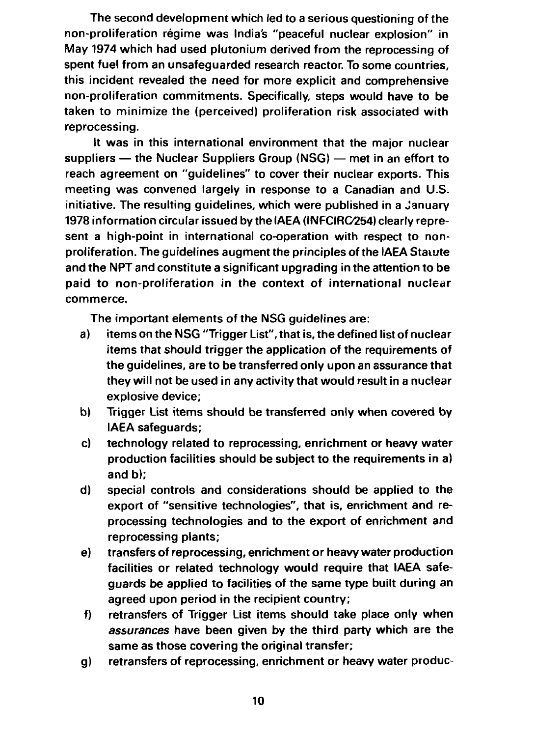The second development which led to a serious questioning of the non-proliferation régime was India's "peaceful nuclear explosion" in May 1974 which had used plutonium derived from the reprocessing of spent fuel from an unsafeguarded research reactor. To some countries, this incident revealed the need for more explicit and comprehensive non-proliferation commitments. Specifically, steps would have to be taken to minimize the (perceived) proliferation risk associated with reprocessing.

It was in this international environment that the major nuclear suppliers — the Nuclear Suppliers Group (NSG) — met in an effort to reach agreement on "guidelines" to cover their nuclear exports. This meeting was convened largely in response to a Canadian and U.S. initiative. The resulting guidelines, which were published in a January 1978 information circular issued by the IAEA (INFCIRC/254) clearly represent a high-point in international co-operation with respect to non-proliferation. The guidelines augment the principles of the IAEA Statute and the NPT and constitute a significant upgrading in the attention to be paid to non-proliferation in the context of international nuclear commerce.

The important elements of the NSG guidelines are:

a) items on the NSG "Trigger List", that is, the defined list of nuclear items that should trigger the application of the requirements of the guidelines, are to be transferred only upon an assurance that they will not be used in any activity that would result in a nuclear explosive device;
b) Trigger List items should be transferred only when covered by IAEA safeguards;
c) technology related to reprocessing, enrichment or heavy water production facilities should be subject to the requirements in a) and b);
d) special controls and considerations should be applied to the export of "sensitive technologies", that is, enrichment and reprocessing technologies and to the export of enrichment and reprocessing plants;
e) transfers of reprocessing, enrichment or heavy water production facilities or related technology would require that IAEA safeguards be applied to facilities of the same type built during an agreed upon period in the recipient country;
f) retransfers of Trigger List items should take place only when *assurances* have been given by the third party which are the same as those covering the original transfer;
g) retransfers of reprocessing, enrichment or heavy water produc-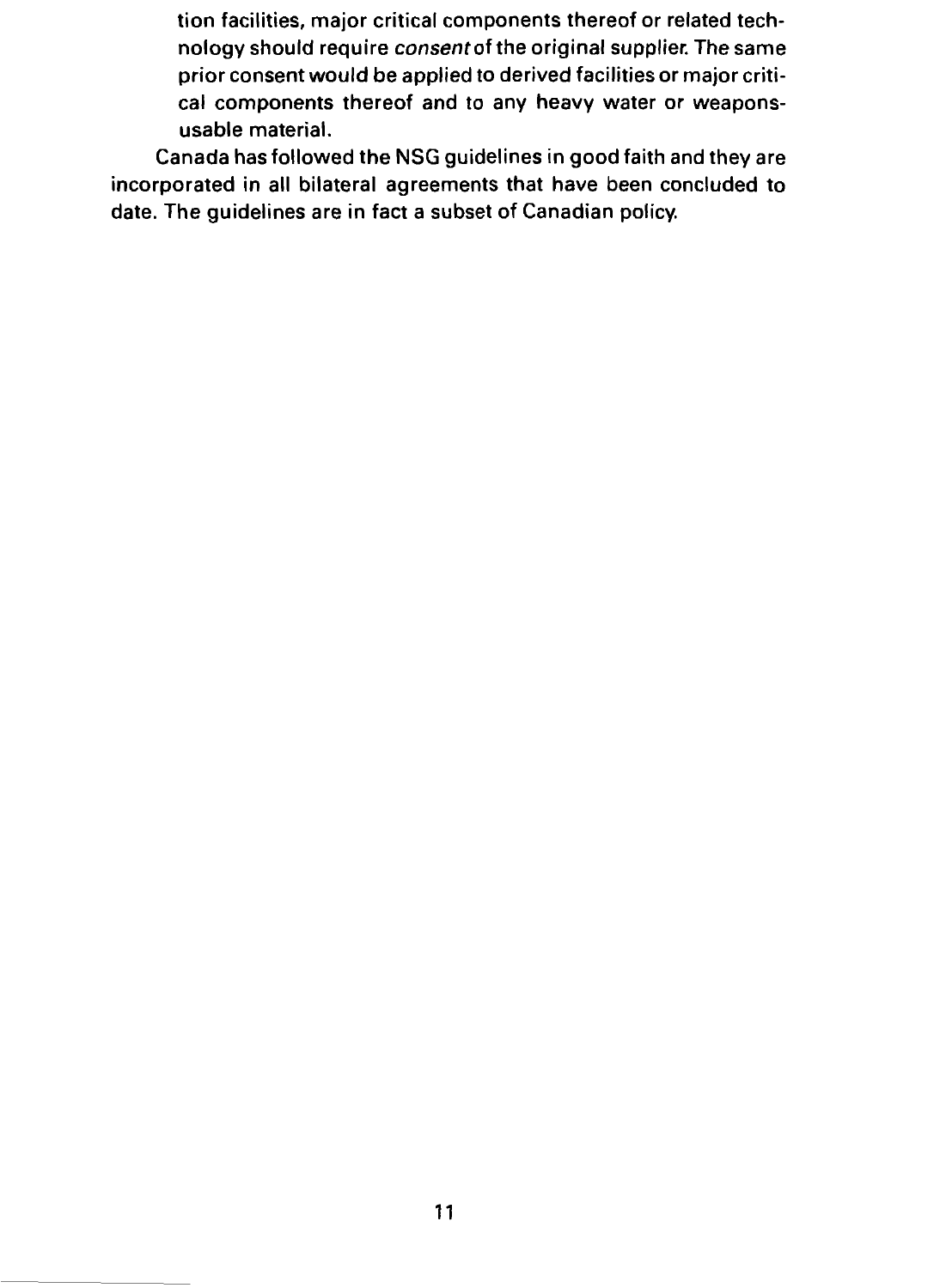tion facilities, major critical components thereof or related technology should require *consent* of the original supplier. The same prior consent would be applied to derived facilities or major critical components thereof and to any heavy water or weapons-usable material.

Canada has followed the NSG guidelines in good faith and they are incorporated in all bilateral agreements that have been concluded to date. The guidelines are in fact a subset of Canadian policy.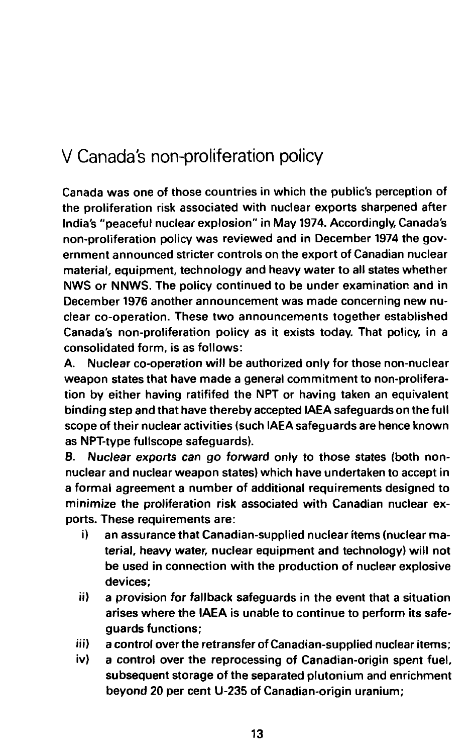## V Canada's non-proliferation policy

Canada was one of those countries in which the public's perception of the proliferation risk associated with nuclear exports sharpened after India's "peaceful nuclear explosion" in May 1974. Accordingly, Canada's non-proliferation policy was reviewed and in December 1974 the government announced stricter controls on the export of Canadian nuclear material, equipment, technology and heavy water to all states whether NWS or NNWS. The policy continued to be under examination and in December 1976 another announcement was made concerning new nuclear co-operation. These two announcements together established Canada's non-proliferation policy as it exists today. That policy, in a consolidated form, is as follows:

A. Nuclear co-operation will be authorized only for those non-nuclear weapon states that have made a general commitment to non-proliferation by either having ratififed the NPT or having taken an equivalent binding step and that have thereby accepted IAEA safeguards on the full scope of their nuclear activities (such IAEA safeguards are hence known as NPT-type fullscope safeguards).

B. Nuclear exports can go forward only to those states (both non-nuclear and nuclear weapon states) which have undertaken to accept in a formal agreement a number of additional requirements designed to minimize the proliferation risk associated with Canadian nuclear exports. These requirements are:

- i) an assurance that Canadian-supplied nuclear items (nuclear material, heavy water, nuclear equipment and technology) will not be used in connection with the production of nuclear explosive devices;
- ii) a provision for fallback safeguards in the event that a situation arises where the IAEA is unable to continue to perform its safeguards functions;
- iii) a control over the retransfer of Canadian-supplied nuclear items;
- iv) a control over the reprocessing of Canadian-origin spent fuel, subsequent storage of the separated plutonium and enrichment beyond 20 per cent U-235 of Canadian-origin uranium;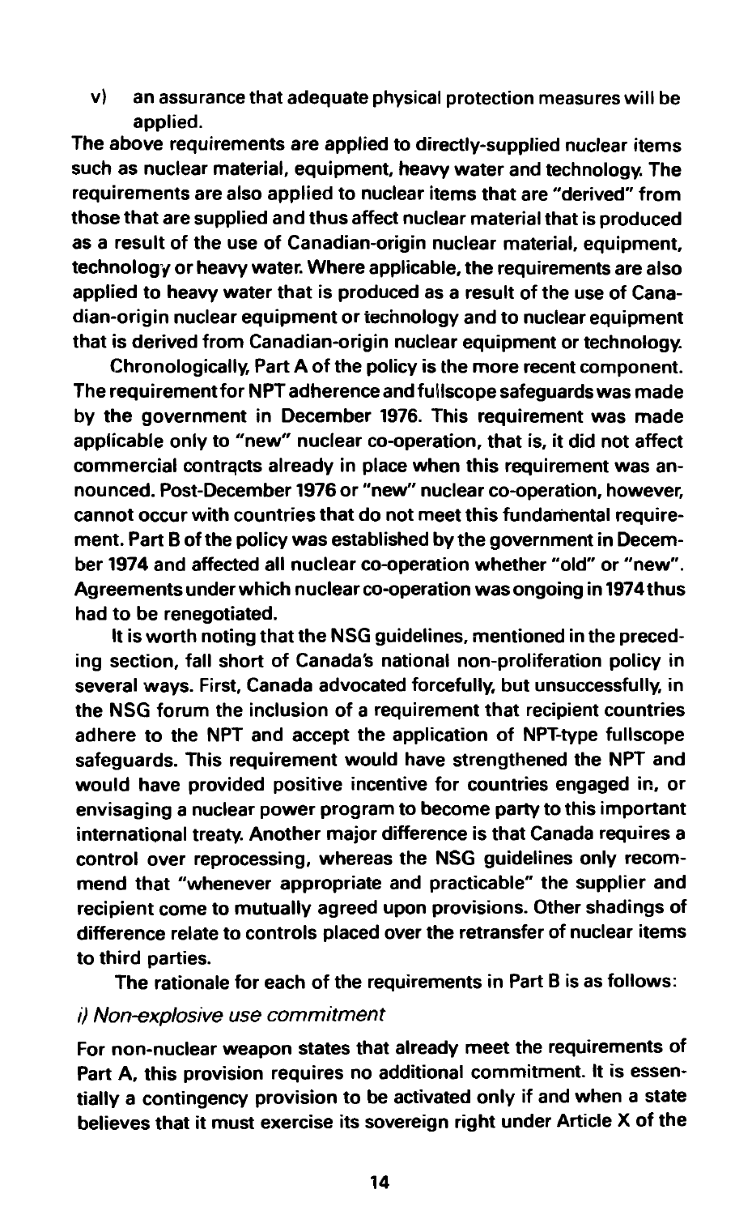v) an assurance that adequate physical protection measures will be applied.

The above requirements are applied to directly-supplied nuclear items such as nuclear material, equipment, heavy water and technology. The requirements are also applied to nuclear items that are "derived" from those that are supplied and thus affect nuclear material that is produced as a result of the use of Canadian-origin nuclear material, equipment, technology or heavy water. Where applicable, the requirements are also applied to heavy water that is produced as a result of the use of Canadian-origin nuclear equipment or technology and to nuclear equipment that is derived from Canadian-origin nuclear equipment or technology.

Chronologically, Part A of the policy is the more recent component. The requirement for NPT adherence and fullscope safeguards was made by the government in December 1976. This requirement was made applicable only to "new" nuclear co-operation, that is, it did not affect commercial contracts already in place when this requirement was announced. Post-December 1976 or "new" nuclear co-operation, however, cannot occur with countries that do not meet this fundamental requirement. Part B of the policy was established by the government in December 1974 and affected all nuclear co-operation whether "old" or "new". Agreements under which nuclear co-operation was ongoing in 1974 thus had to be renegotiated.

It is worth noting that the NSG guidelines, mentioned in the preceding section, fall short of Canada's national non-proliferation policy in several ways. First, Canada advocated forcefully, but unsuccessfully, in the NSG forum the inclusion of a requirement that recipient countries adhere to the NPT and accept the application of NPT-type fullscope safeguards. This requirement would have strengthened the NPT and would have provided positive incentive for countries engaged in, or envisaging a nuclear power program to become party to this important international treaty. Another major difference is that Canada requires a control over reprocessing, whereas the NSG guidelines only recommend that "whenever appropriate and practicable" the supplier and recipient come to mutually agreed upon provisions. Other shadings of difference relate to controls placed over the retransfer of nuclear items to third parties.

The rationale for each of the requirements in Part B is as follows:

*i) Non-explosive use commitment*

For non-nuclear weapon states that already meet the requirements of Part A, this provision requires no additional commitment. It is essentially a contingency provision to be activated only if and when a state believes that it must exercise its sovereign right under Article X of the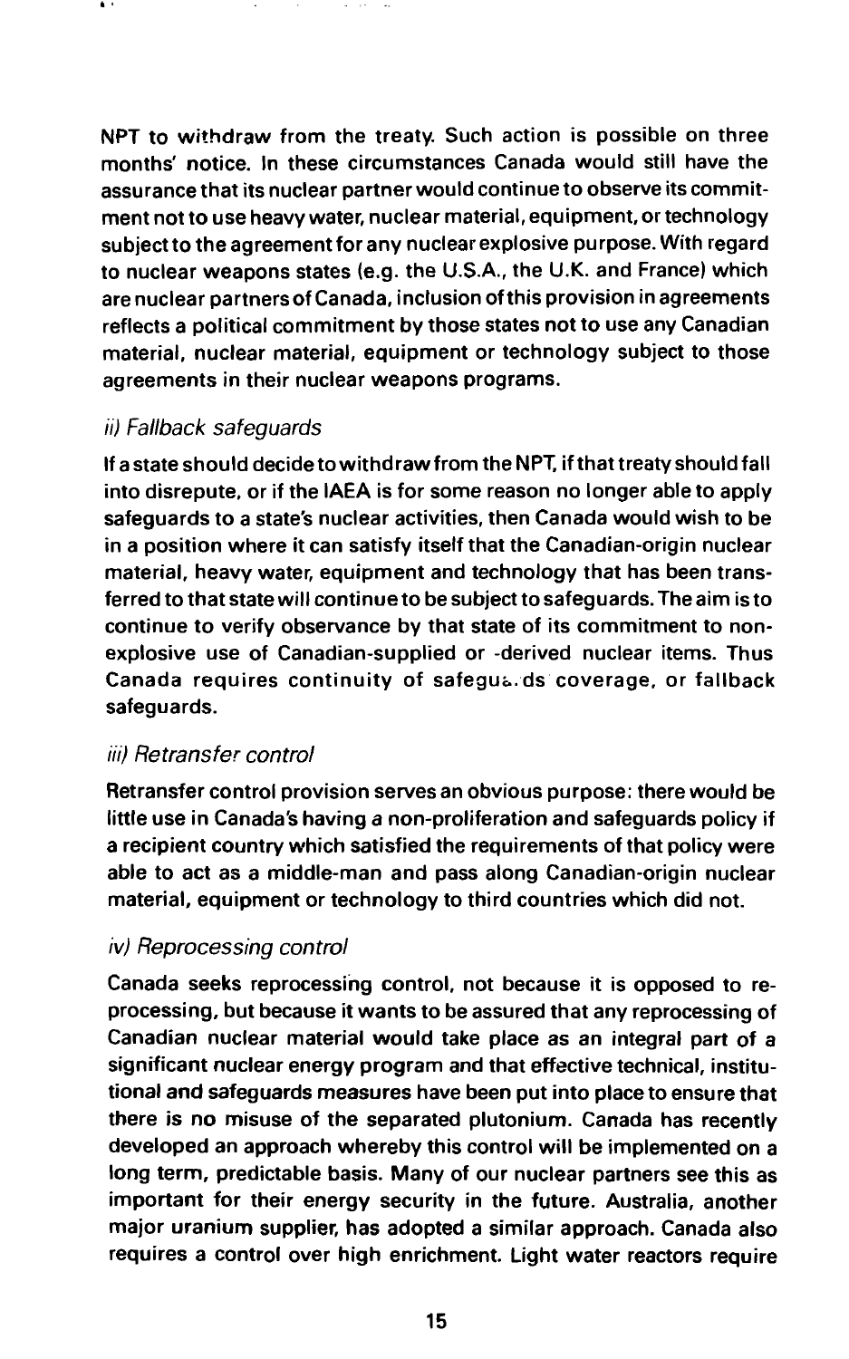NPT to withdraw from the treaty. Such action is possible on three months' notice. In these circumstances Canada would still have the assurance that its nuclear partner would continue to observe its commitment not to use heavy water, nuclear material, equipment, or technology subject to the agreement for any nuclear explosive purpose. With regard to nuclear weapons states (e.g. the U.S.A., the U.K. and France) which are nuclear partners of Canada, inclusion of this provision in agreements reflects a political commitment by those states not to use any Canadian material, nuclear material, equipment or technology subject to those agreements in their nuclear weapons programs.

*ii) Fallback safeguards*

If a state should decide to withdraw from the NPT, if that treaty should fall into disrepute, or if the IAEA is for some reason no longer able to apply safeguards to a state's nuclear activities, then Canada would wish to be in a position where it can satisfy itself that the Canadian-origin nuclear material, heavy water, equipment and technology that has been transferred to that state will continue to be subject to safeguards. The aim is to continue to verify observance by that state of its commitment to non-explosive use of Canadian-supplied or -derived nuclear items. Thus Canada requires continuity of safeguards coverage, or fallback safeguards.

*iii) Retransfer control*

Retransfer control provision serves an obvious purpose: there would be little use in Canada's having a non-proliferation and safeguards policy if a recipient country which satisfied the requirements of that policy were able to act as a middle-man and pass along Canadian-origin nuclear material, equipment or technology to third countries which did not.

*iv) Reprocessing control*

Canada seeks reprocessing control, not because it is opposed to reprocessing, but because it wants to be assured that any reprocessing of Canadian nuclear material would take place as an integral part of a significant nuclear energy program and that effective technical, institutional and safeguards measures have been put into place to ensure that there is no misuse of the separated plutonium. Canada has recently developed an approach whereby this control will be implemented on a long term, predictable basis. Many of our nuclear partners see this as important for their energy security in the future. Australia, another major uranium supplier, has adopted a similar approach. Canada also requires a control over high enrichment. Light water reactors require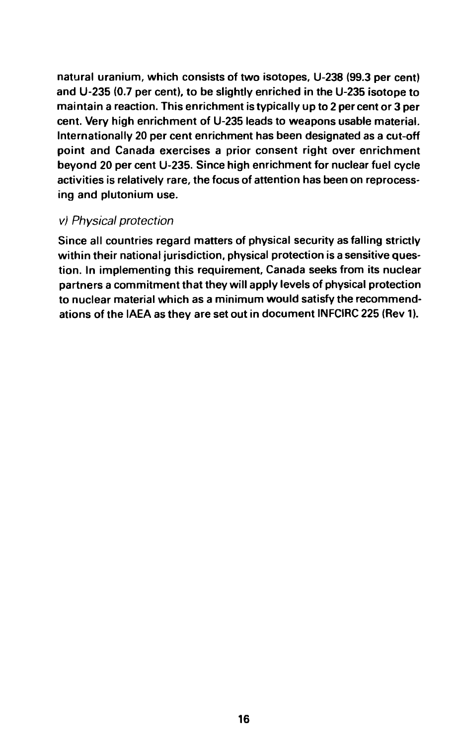natural uranium, which consists of two isotopes, U-238 (99.3 per cent) and U-235 (0.7 per cent), to be slightly enriched in the U-235 isotope to maintain a reaction. This enrichment is typically up to 2 per cent or 3 per cent. Very high enrichment of U-235 leads to weapons usable material. Internationally 20 per cent enrichment has been designated as a cut-off point and Canada exercises a prior consent right over enrichment beyond 20 per cent U-235. Since high enrichment for nuclear fuel cycle activities is relatively rare, the focus of attention has been on reprocessing and plutonium use.

*v) Physical protection*

Since all countries regard matters of physical security as falling strictly within their national jurisdiction, physical protection is a sensitive question. In implementing this requirement, Canada seeks from its nuclear partners a commitment that they will apply levels of physical protection to nuclear material which as a minimum would satisfy the recommendations of the IAEA as they are set out in document INFCIRC 225 (Rev 1).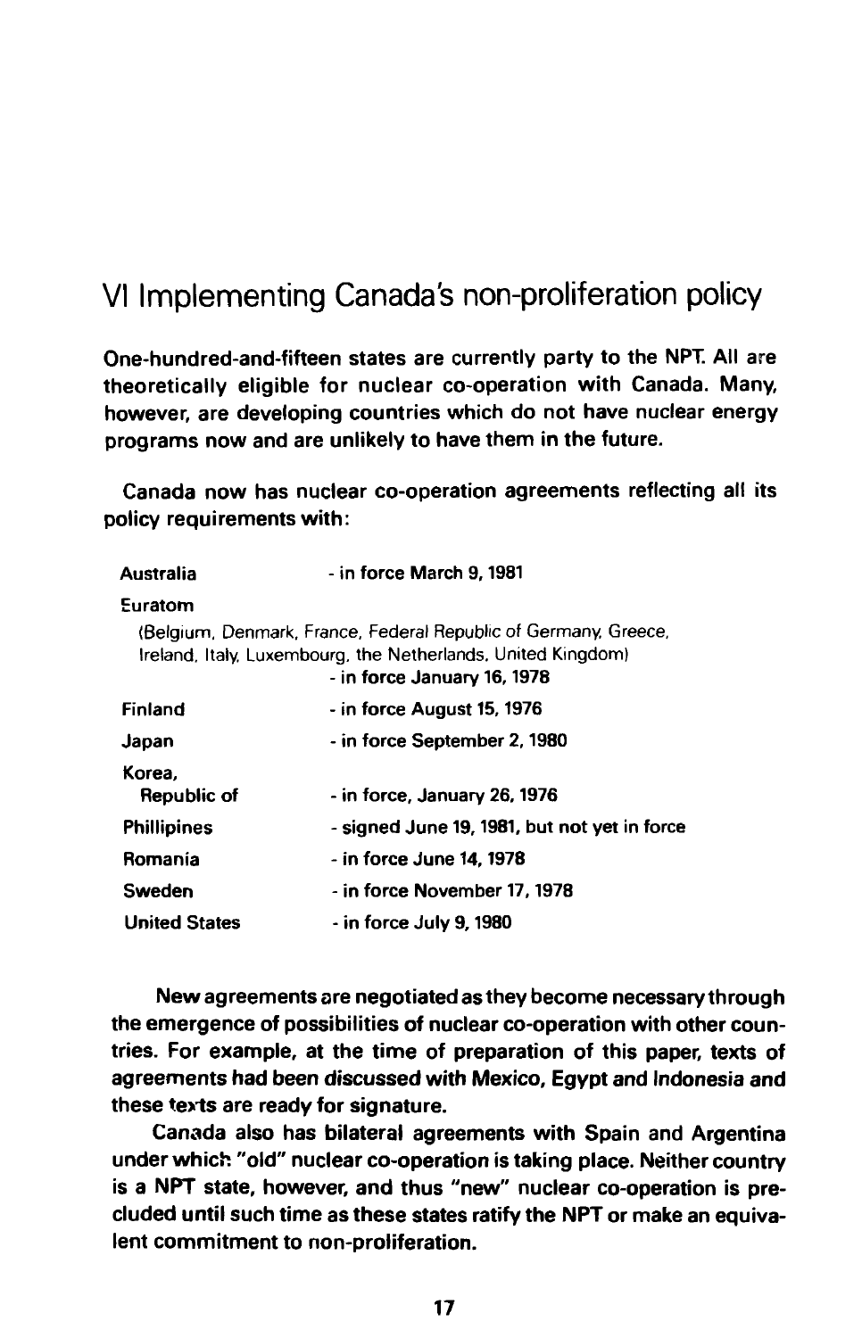# VI Implementing Canada's non-proliferation policy

**One-hundred-and-fifteen states are currently party to the NPT. All are theoretically eligible for nuclear co-operation with Canada. Many, however, are developing countries which do not have nuclear energy programs now and are unlikely to have them in the future.**

**Canada now has nuclear co-operation agreements reflecting all its policy requirements with:**

| | |
|---|---|
| **Australia** | **- in force March 9, 1981** |
| **Euratom** (Belgium, Denmark, France, Federal Republic of Germany, Greece, Ireland, Italy, Luxembourg, the Netherlands, United Kingdom) | **- in force January 16, 1978** |
| **Finland** | **- in force August 15, 1976** |
| **Japan** | **- in force September 2, 1980** |
| **Korea, Republic of** | **- in force, January 26, 1976** |
| **Phillipines** | **- signed June 19, 1981, but not yet in force** |
| **Romania** | **- in force June 14, 1978** |
| **Sweden** | **- in force November 17, 1978** |
| **United States** | **- in force July 9, 1980** |

**New agreements are negotiated as they become necessary through the emergence of possibilities of nuclear co-operation with other countries. For example, at the time of preparation of this paper, texts of agreements had been discussed with Mexico, Egypt and Indonesia and these texts are ready for signature.**

**Canada also has bilateral agreements with Spain and Argentina under which "old" nuclear co-operation is taking place. Neither country is a NPT state, however, and thus "new" nuclear co-operation is precluded until such time as these states ratify the NPT or make an equivalent commitment to non-proliferation.**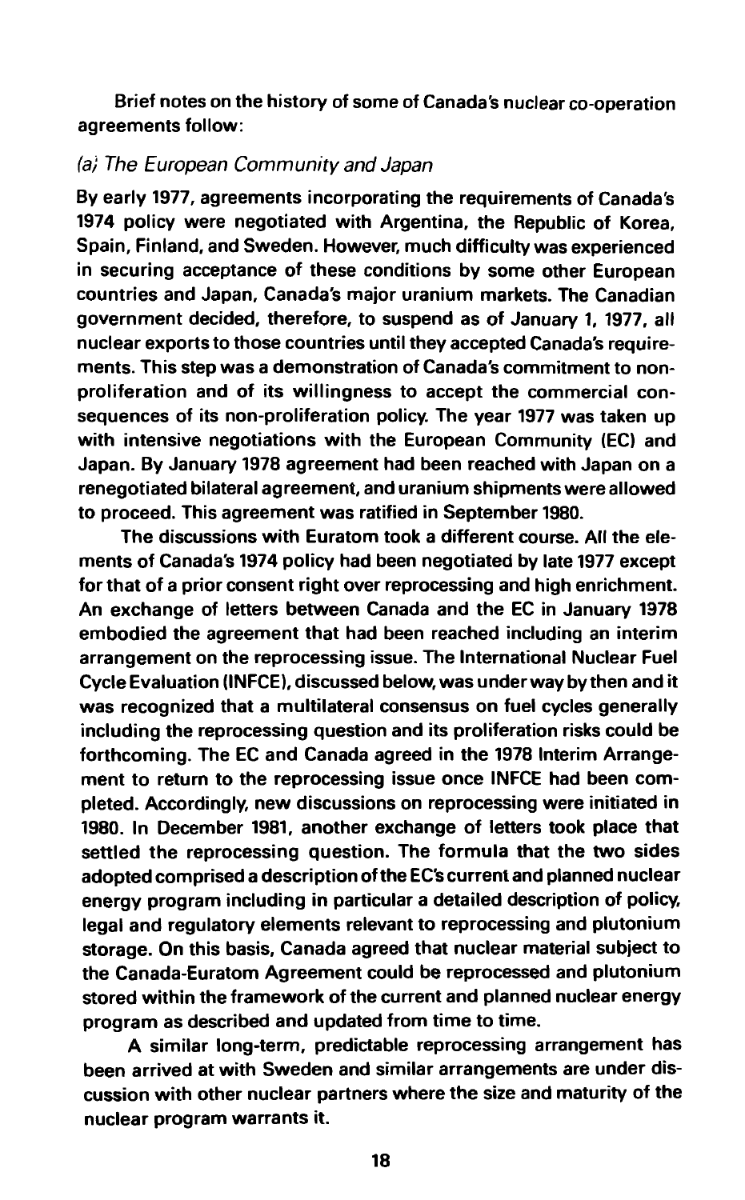Brief notes on the history of some of Canada's nuclear co-operation agreements follow:

### *(a) The European Community and Japan*

By early 1977, agreements incorporating the requirements of Canada's 1974 policy were negotiated with Argentina, the Republic of Korea, Spain, Finland, and Sweden. However, much difficulty was experienced in securing acceptance of these conditions by some other European countries and Japan, Canada's major uranium markets. The Canadian government decided, therefore, to suspend as of January 1, 1977, all nuclear exports to those countries until they accepted Canada's requirements. This step was a demonstration of Canada's commitment to non-proliferation and of its willingness to accept the commercial consequences of its non-proliferation policy. The year 1977 was taken up with intensive negotiations with the European Community (EC) and Japan. By January 1978 agreement had been reached with Japan on a renegotiated bilateral agreement, and uranium shipments were allowed to proceed. This agreement was ratified in September 1980.

The discussions with Euratom took a different course. All the elements of Canada's 1974 policy had been negotiated by late 1977 except for that of a prior consent right over reprocessing and high enrichment. An exchange of letters between Canada and the EC in January 1978 embodied the agreement that had been reached including an interim arrangement on the reprocessing issue. The International Nuclear Fuel Cycle Evaluation (INFCE), discussed below, was under way by then and it was recognized that a multilateral consensus on fuel cycles generally including the reprocessing question and its proliferation risks could be forthcoming. The EC and Canada agreed in the 1978 Interim Arrangement to return to the reprocessing issue once INFCE had been completed. Accordingly, new discussions on reprocessing were initiated in 1980. In December 1981, another exchange of letters took place that settled the reprocessing question. The formula that the two sides adopted comprised a description of the EC's current and planned nuclear energy program including in particular a detailed description of policy, legal and regulatory elements relevant to reprocessing and plutonium storage. On this basis, Canada agreed that nuclear material subject to the Canada-Euratom Agreement could be reprocessed and plutonium stored within the framework of the current and planned nuclear energy program as described and updated from time to time.

A similar long-term, predictable reprocessing arrangement has been arrived at with Sweden and similar arrangements are under discussion with other nuclear partners where the size and maturity of the nuclear program warrants it.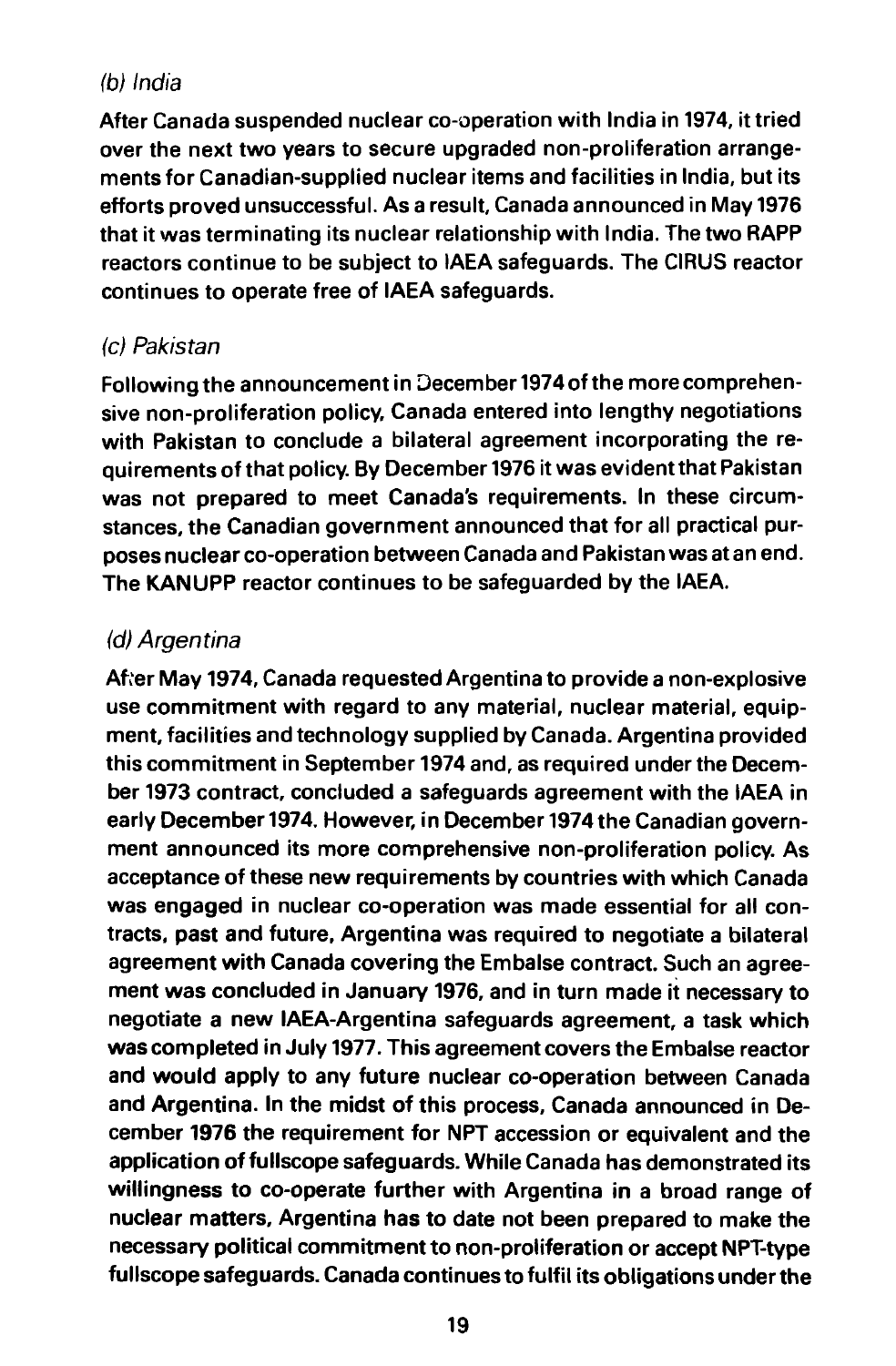*(b) India*

After Canada suspended nuclear co-operation with India in 1974, it tried over the next two years to secure upgraded non-proliferation arrangements for Canadian-supplied nuclear items and facilities in India, but its efforts proved unsuccessful. As a result, Canada announced in May 1976 that it was terminating its nuclear relationship with India. The two RAPP reactors continue to be subject to IAEA safeguards. The CIRUS reactor continues to operate free of IAEA safeguards.

*(c) Pakistan*

Following the announcement in December 1974 of the more comprehensive non-proliferation policy, Canada entered into lengthy negotiations with Pakistan to conclude a bilateral agreement incorporating the requirements of that policy. By December 1976 it was evident that Pakistan was not prepared to meet Canada's requirements. In these circumstances, the Canadian government announced that for all practical purposes nuclear co-operation between Canada and Pakistan was at an end. The KANUPP reactor continues to be safeguarded by the IAEA.

*(d) Argentina*

After May 1974, Canada requested Argentina to provide a non-explosive use commitment with regard to any material, nuclear material, equipment, facilities and technology supplied by Canada. Argentina provided this commitment in September 1974 and, as required under the December 1973 contract, concluded a safeguards agreement with the IAEA in early December 1974. However, in December 1974 the Canadian government announced its more comprehensive non-proliferation policy. As acceptance of these new requirements by countries with which Canada was engaged in nuclear co-operation was made essential for all contracts, past and future, Argentina was required to negotiate a bilateral agreement with Canada covering the Embalse contract. Such an agreement was concluded in January 1976, and in turn made it necessary to negotiate a new IAEA-Argentina safeguards agreement, a task which was completed in July 1977. This agreement covers the Embalse reactor and would apply to any future nuclear co-operation between Canada and Argentina. In the midst of this process, Canada announced in December 1976 the requirement for NPT accession or equivalent and the application of fullscope safeguards. While Canada has demonstrated its willingness to co-operate further with Argentina in a broad range of nuclear matters, Argentina has to date not been prepared to make the necessary political commitment to non-proliferation or accept NPT-type fullscope safeguards. Canada continues to fulfil its obligations under the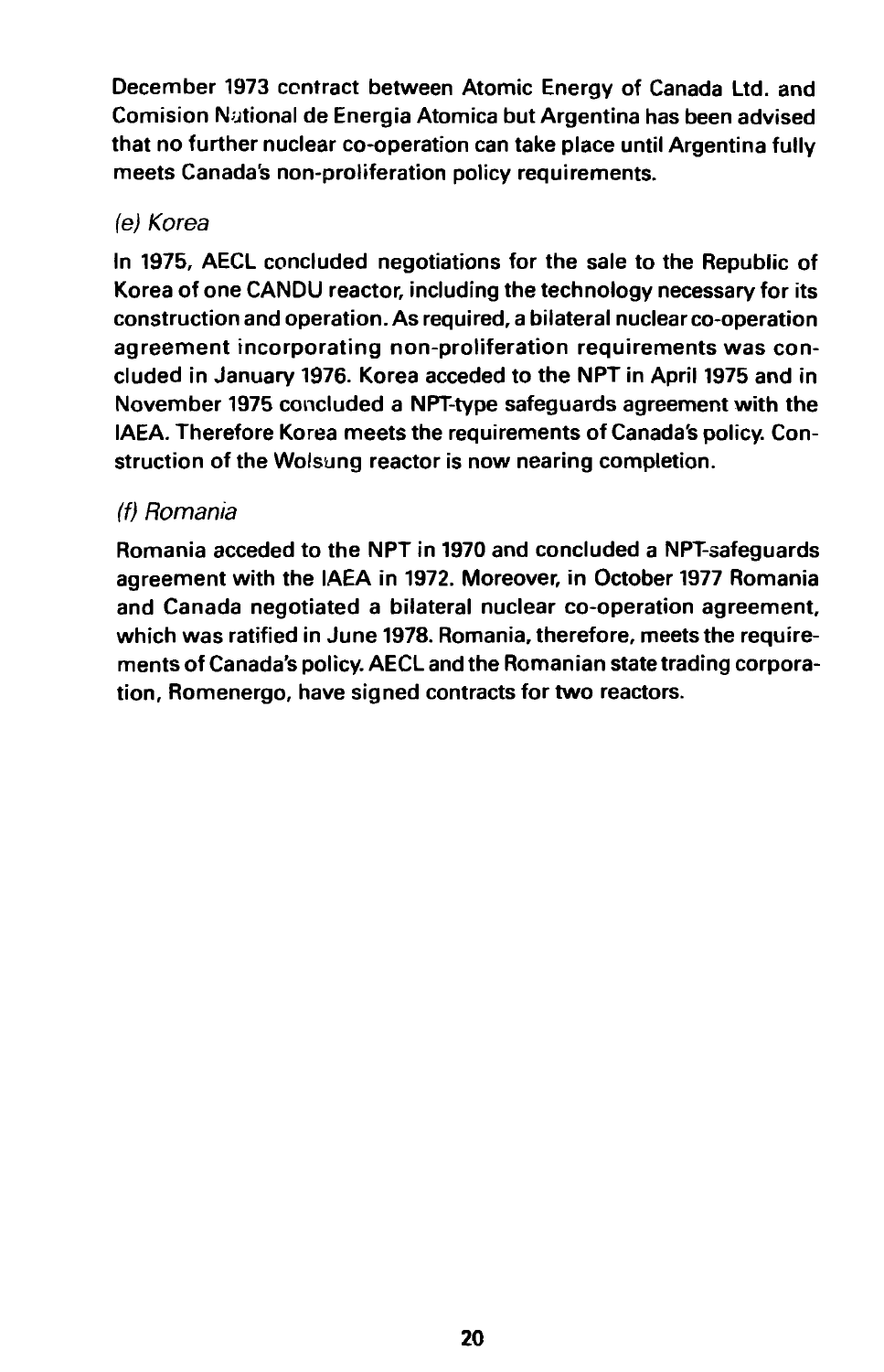December 1973 contract between Atomic Energy of Canada Ltd. and Comision National de Energia Atomica but Argentina has been advised that no further nuclear co-operation can take place until Argentina fully meets Canada's non-proliferation policy requirements.

*(e) Korea*

In 1975, AECL concluded negotiations for the sale to the Republic of Korea of one CANDU reactor, including the technology necessary for its construction and operation. As required, a bilateral nuclear co-operation agreement incorporating non-proliferation requirements was concluded in January 1976. Korea acceded to the NPT in April 1975 and in November 1975 concluded a NPT-type safeguards agreement with the IAEA. Therefore Korea meets the requirements of Canada's policy. Construction of the Wolsung reactor is now nearing completion.

*(f) Romania*

Romania acceded to the NPT in 1970 and concluded a NPT-safeguards agreement with the IAEA in 1972. Moreover, in October 1977 Romania and Canada negotiated a bilateral nuclear co-operation agreement, which was ratified in June 1978. Romania, therefore, meets the requirements of Canada's policy. AECL and the Romanian state trading corporation, Romenergo, have signed contracts for two reactors.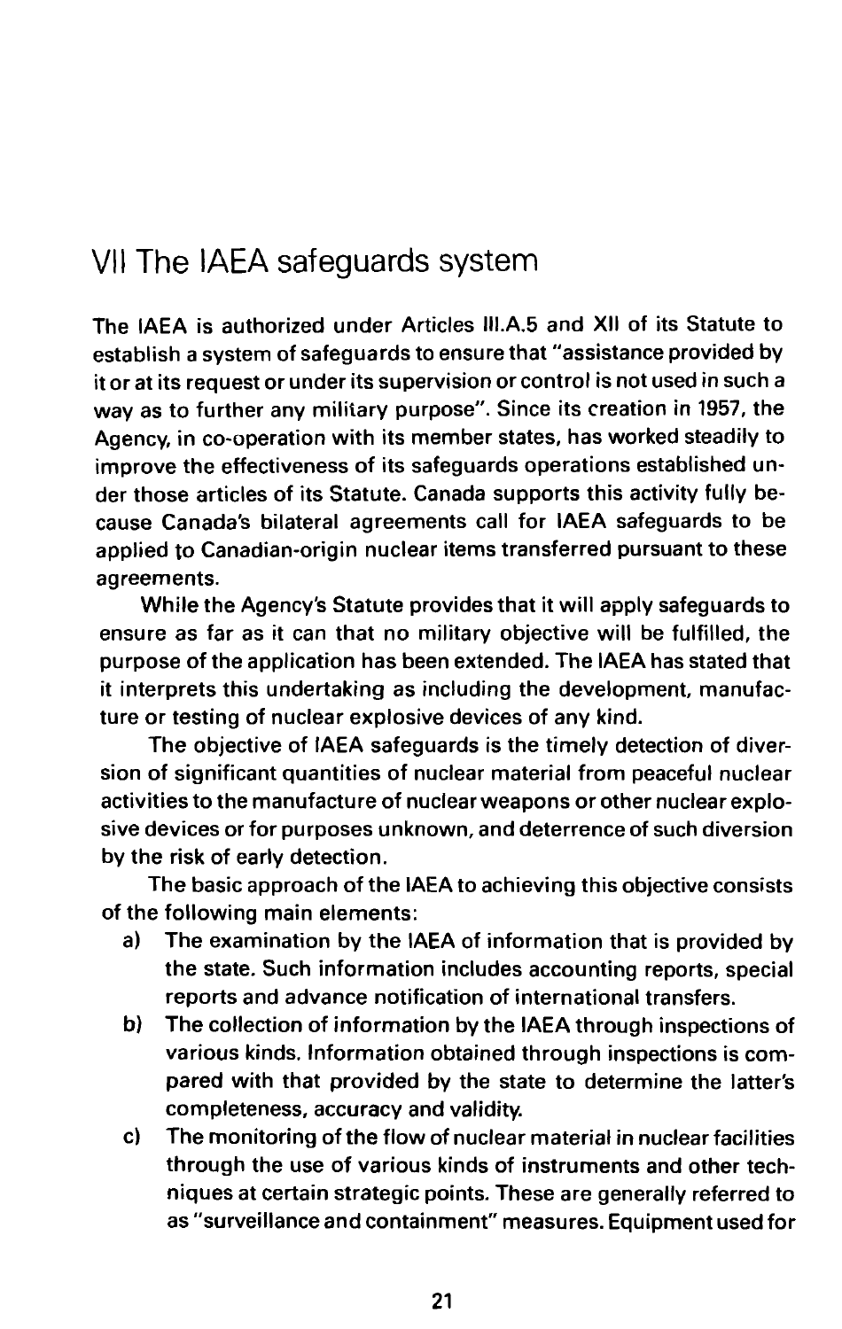## VII The IAEA safeguards system

The IAEA is authorized under Articles III.A.5 and XII of its Statute to establish a system of safeguards to ensure that "assistance provided by it or at its request or under its supervision or control is not used in such a way as to further any military purpose". Since its creation in 1957, the Agency, in co-operation with its member states, has worked steadily to improve the effectiveness of its safeguards operations established under those articles of its Statute. Canada supports this activity fully because Canada's bilateral agreements call for IAEA safeguards to be applied to Canadian-origin nuclear items transferred pursuant to these agreements.

While the Agency's Statute provides that it will apply safeguards to ensure as far as it can that no military objective will be fulfilled, the purpose of the application has been extended. The IAEA has stated that it interprets this undertaking as including the development, manufacture or testing of nuclear explosive devices of any kind.

The objective of IAEA safeguards is the timely detection of diversion of significant quantities of nuclear material from peaceful nuclear activities to the manufacture of nuclear weapons or other nuclear explosive devices or for purposes unknown, and deterrence of such diversion by the risk of early detection.

The basic approach of the IAEA to achieving this objective consists of the following main elements:

a) The examination by the IAEA of information that is provided by the state. Such information includes accounting reports, special reports and advance notification of international transfers.

b) The collection of information by the IAEA through inspections of various kinds. Information obtained through inspections is compared with that provided by the state to determine the latter's completeness, accuracy and validity.

c) The monitoring of the flow of nuclear material in nuclear facilities through the use of various kinds of instruments and other techniques at certain strategic points. These are generally referred to as "surveillance and containment" measures. Equipment used for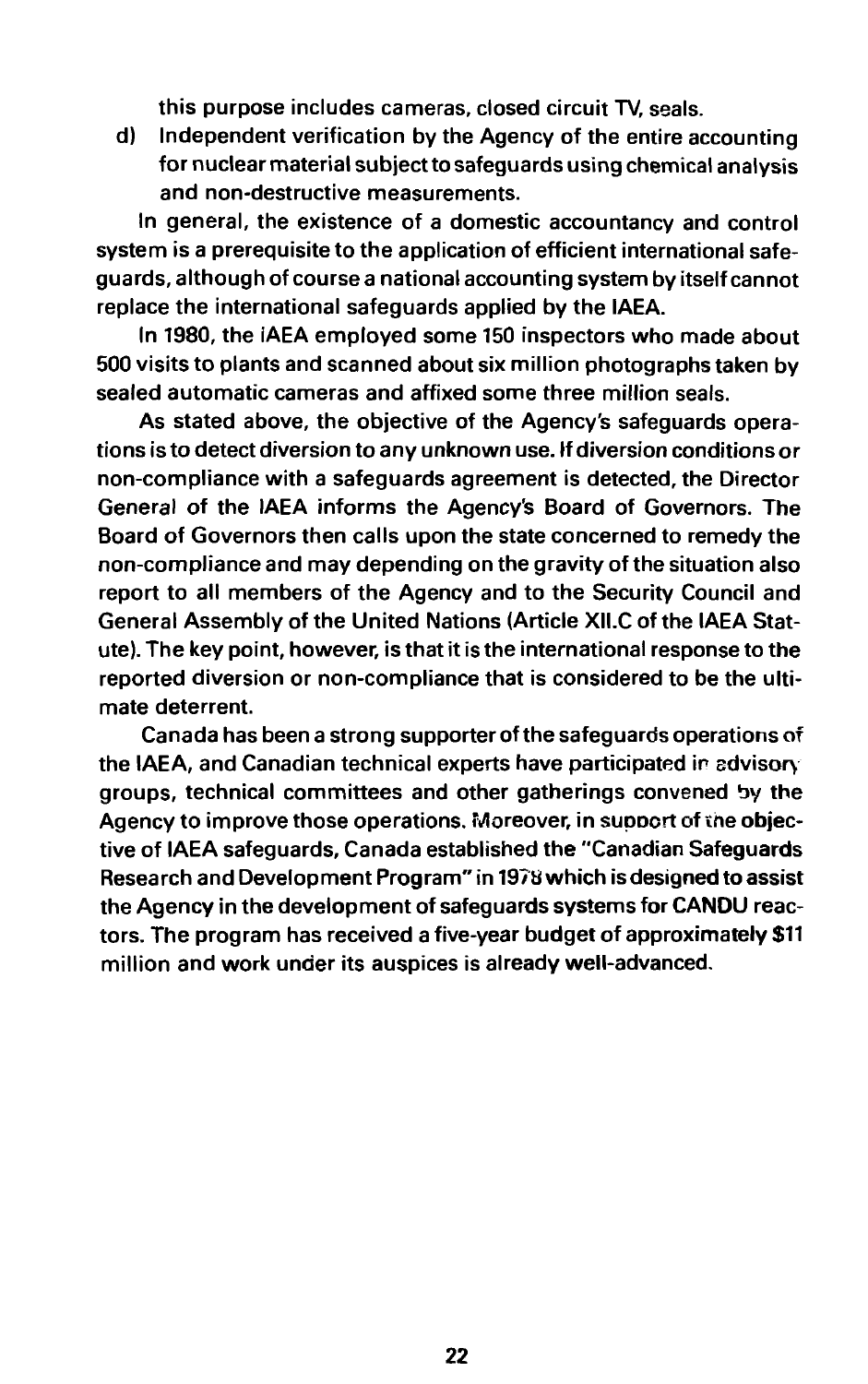this purpose includes cameras, closed circuit TV, seals.

d) Independent verification by the Agency of the entire accounting for nuclear material subject to safeguards using chemical analysis and non-destructive measurements.

In general, the existence of a domestic accountancy and control system is a prerequisite to the application of efficient international safeguards, although of course a national accounting system by itself cannot replace the international safeguards applied by the IAEA.

In 1980, the IAEA employed some 150 inspectors who made about 500 visits to plants and scanned about six million photographs taken by sealed automatic cameras and affixed some three million seals.

As stated above, the objective of the Agency's safeguards operations is to detect diversion to any unknown use. If diversion conditions or non-compliance with a safeguards agreement is detected, the Director General of the IAEA informs the Agency's Board of Governors. The Board of Governors then calls upon the state concerned to remedy the non-compliance and may depending on the gravity of the situation also report to all members of the Agency and to the Security Council and General Assembly of the United Nations (Article XII.C of the IAEA Statute). The key point, however, is that it is the international response to the reported diversion or non-compliance that is considered to be the ultimate deterrent.

Canada has been a strong supporter of the safeguards operations of the IAEA, and Canadian technical experts have participated in advisory groups, technical committees and other gatherings convened by the Agency to improve those operations. Moreover, in support of the objective of IAEA safeguards, Canada established the "Canadian Safeguards Research and Development Program" in 1978 which is designed to assist the Agency in the development of safeguards systems for CANDU reactors. The program has received a five-year budget of approximately $11 million and work under its auspices is already well-advanced.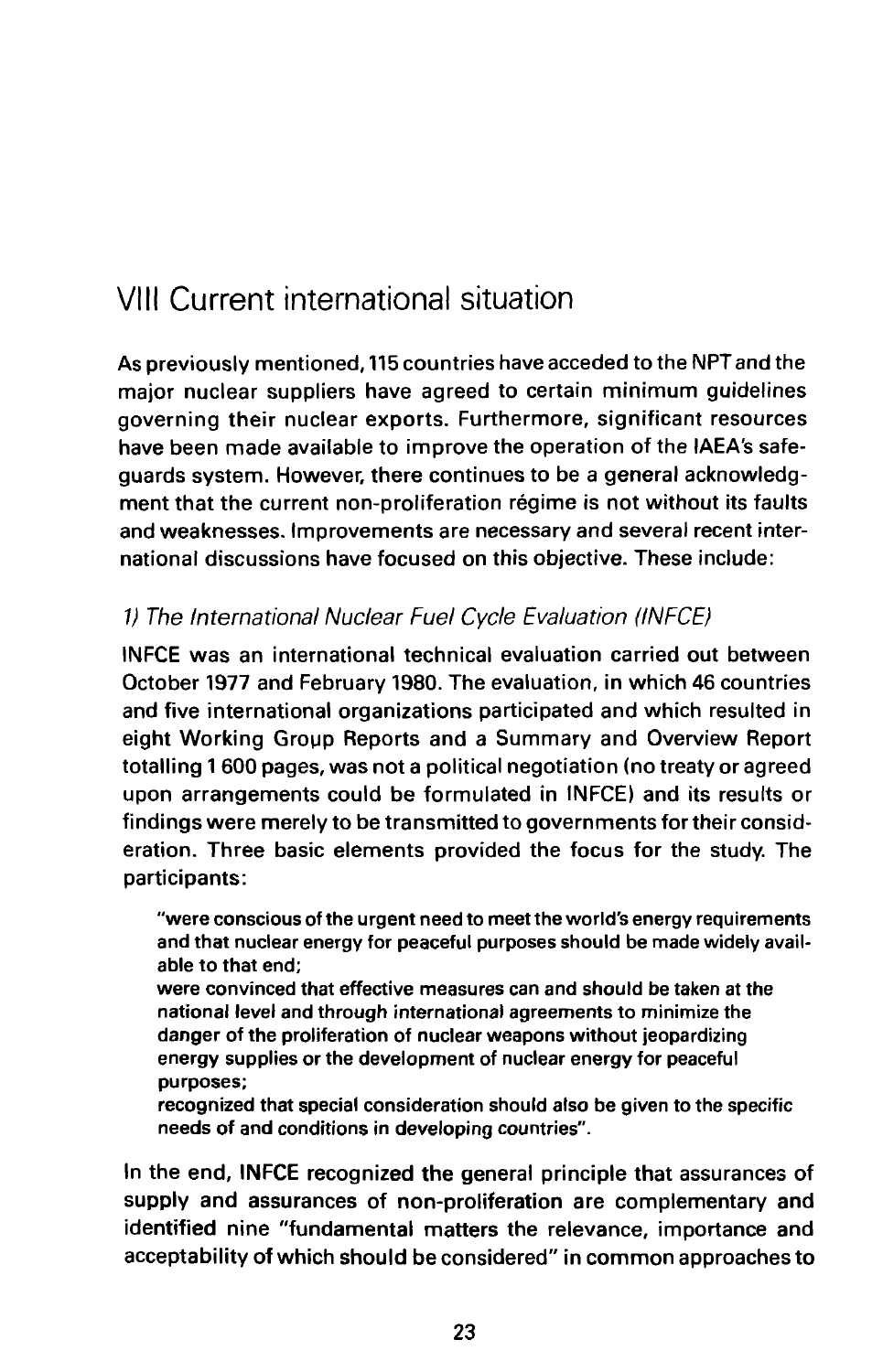# VIII Current international situation

As previously mentioned, 115 countries have acceded to the NPT and the major nuclear suppliers have agreed to certain minimum guidelines governing their nuclear exports. Furthermore, significant resources have been made available to improve the operation of the IAEA's safeguards system. However, there continues to be a general acknowledgment that the current non-proliferation régime is not without its faults and weaknesses. Improvements are necessary and several recent international discussions have focused on this objective. These include:

## *1) The International Nuclear Fuel Cycle Evaluation (INFCE)*

INFCE was an international technical evaluation carried out between October 1977 and February 1980. The evaluation, in which 46 countries and five international organizations participated and which resulted in eight Working Group Reports and a Summary and Overview Report totalling 1 600 pages, was not a political negotiation (no treaty or agreed upon arrangements could be formulated in INFCE) and its results or findings were merely to be transmitted to governments for their consideration. Three basic elements provided the focus for the study. The participants:

> "were conscious of the urgent need to meet the world's energy requirements and that nuclear energy for peaceful purposes should be made widely available to that end;
> were convinced that effective measures can and should be taken at the national level and through international agreements to minimize the danger of the proliferation of nuclear weapons without jeopardizing energy supplies or the development of nuclear energy for peaceful purposes;
> recognized that special consideration should also be given to the specific needs of and conditions in developing countries".

In the end, INFCE recognized the general principle that assurances of supply and assurances of non-proliferation are complementary and identified nine "fundamental matters the relevance, importance and acceptability of which should be considered" in common approaches to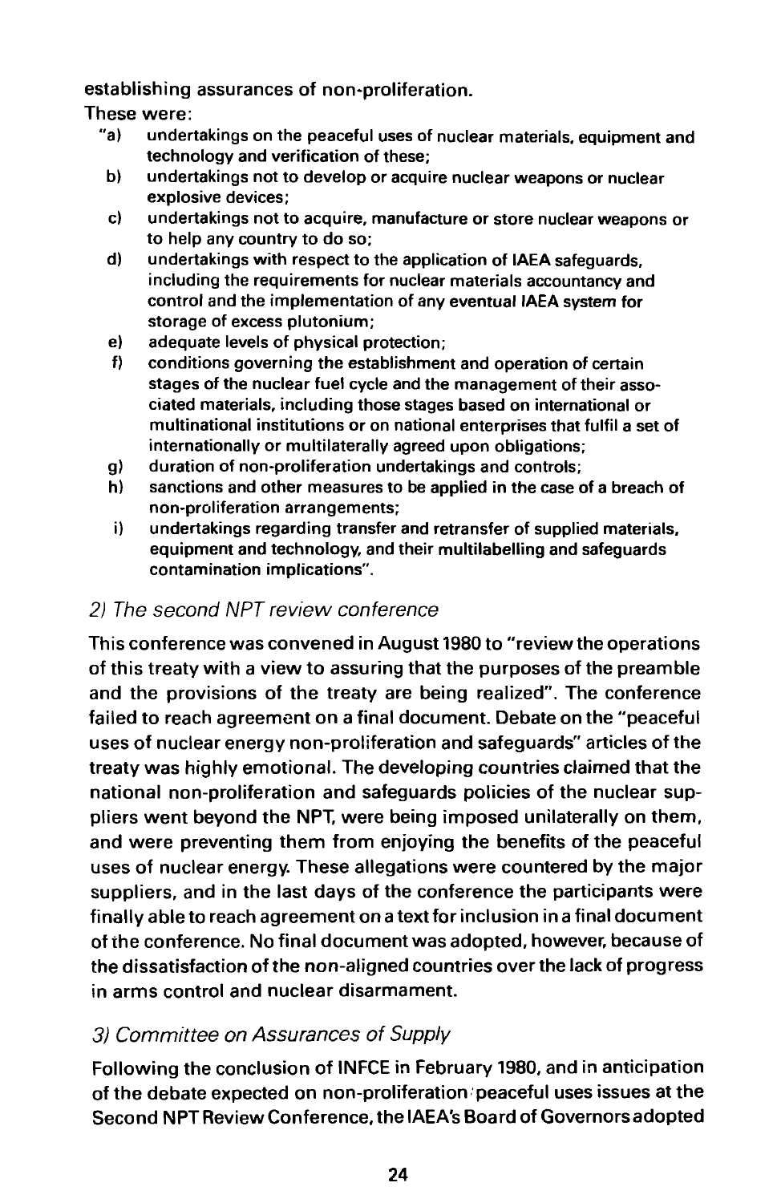establishing assurances of non-proliferation.

These were:

"a) undertakings on the peaceful uses of nuclear materials, equipment and technology and verification of these;

b) undertakings not to develop or acquire nuclear weapons or nuclear explosive devices;

c) undertakings not to acquire, manufacture or store nuclear weapons or to help any country to do so;

d) undertakings with respect to the application of IAEA safeguards, including the requirements for nuclear materials accountancy and control and the implementation of any eventual IAEA system for storage of excess plutonium;

e) adequate levels of physical protection;

f) conditions governing the establishment and operation of certain stages of the nuclear fuel cycle and the management of their associated materials, including those stages based on international or multinational institutions or on national enterprises that fulfil a set of internationally or multilaterally agreed upon obligations;

g) duration of non-proliferation undertakings and controls;

h) sanctions and other measures to be applied in the case of a breach of non-proliferation arrangements;

i) undertakings regarding transfer and retransfer of supplied materials, equipment and technology, and their multilabelling and safeguards contamination implications".

### *2) The second NPT review conference*

This conference was convened in August 1980 to "review the operations of this treaty with a view to assuring that the purposes of the preamble and the provisions of the treaty are being realized". The conference failed to reach agreement on a final document. Debate on the "peaceful uses of nuclear energy non-proliferation and safeguards" articles of the treaty was highly emotional. The developing countries claimed that the national non-proliferation and safeguards policies of the nuclear suppliers went beyond the NPT, were being imposed unilaterally on them, and were preventing them from enjoying the benefits of the peaceful uses of nuclear energy. These allegations were countered by the major suppliers, and in the last days of the conference the participants were finally able to reach agreement on a text for inclusion in a final document of the conference. No final document was adopted, however, because of the dissatisfaction of the non-aligned countries over the lack of progress in arms control and nuclear disarmament.

### *3) Committee on Assurances of Supply*

Following the conclusion of INFCE in February 1980, and in anticipation of the debate expected on non-proliferation/peaceful uses issues at the Second NPT Review Conference, the IAEA's Board of Governors adopted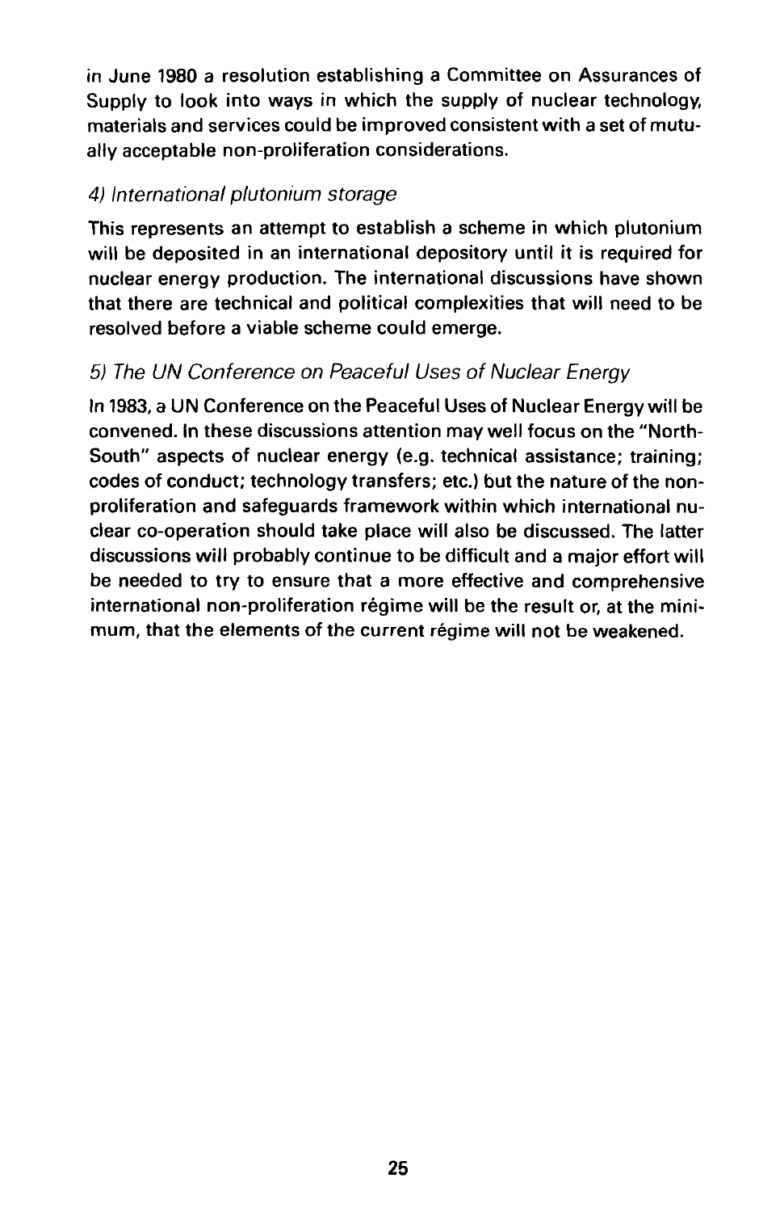in June 1980 a resolution establishing a Committee on Assurances of Supply to look into ways in which the supply of nuclear technology, materials and services could be improved consistent with a set of mutually acceptable non-proliferation considerations.

### *4) International plutonium storage*

This represents an attempt to establish a scheme in which plutonium will be deposited in an international depository until it is required for nuclear energy production. The international discussions have shown that there are technical and political complexities that will need to be resolved before a viable scheme could emerge.

### *5) The UN Conference on Peaceful Uses of Nuclear Energy*

In 1983, a UN Conference on the Peaceful Uses of Nuclear Energy will be convened. In these discussions attention may well focus on the "North-South" aspects of nuclear energy (e.g. technical assistance; training; codes of conduct; technology transfers; etc.) but the nature of the non-proliferation and safeguards framework within which international nuclear co-operation should take place will also be discussed. The latter discussions will probably continue to be difficult and a major effort will be needed to try to ensure that a more effective and comprehensive international non-proliferation régime will be the result or, at the minimum, that the elements of the current régime will not be weakened.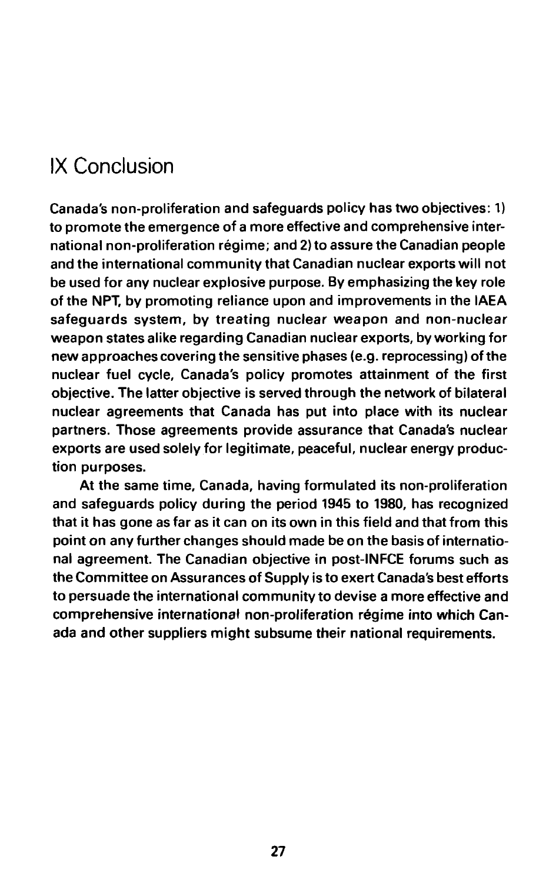# IX Conclusion

Canada's non-proliferation and safeguards policy has two objectives: 1) to promote the emergence of a more effective and comprehensive international non-proliferation régime; and 2) to assure the Canadian people and the international community that Canadian nuclear exports will not be used for any nuclear explosive purpose. By emphasizing the key role of the NPT, by promoting reliance upon and improvements in the IAEA safeguards system, by treating nuclear weapon and non-nuclear weapon states alike regarding Canadian nuclear exports, by working for new approaches covering the sensitive phases (e.g. reprocessing) of the nuclear fuel cycle, Canada's policy promotes attainment of the first objective. The latter objective is served through the network of bilateral nuclear agreements that Canada has put into place with its nuclear partners. Those agreements provide assurance that Canada's nuclear exports are used solely for legitimate, peaceful, nuclear energy production purposes.

At the same time, Canada, having formulated its non-proliferation and safeguards policy during the period 1945 to 1980, has recognized that it has gone as far as it can on its own in this field and that from this point on any further changes should made be on the basis of international agreement. The Canadian objective in post-INFCE forums such as the Committee on Assurances of Supply is to exert Canada's best efforts to persuade the international community to devise a more effective and comprehensive international non-proliferation régime into which Canada and other suppliers might subsume their national requirements.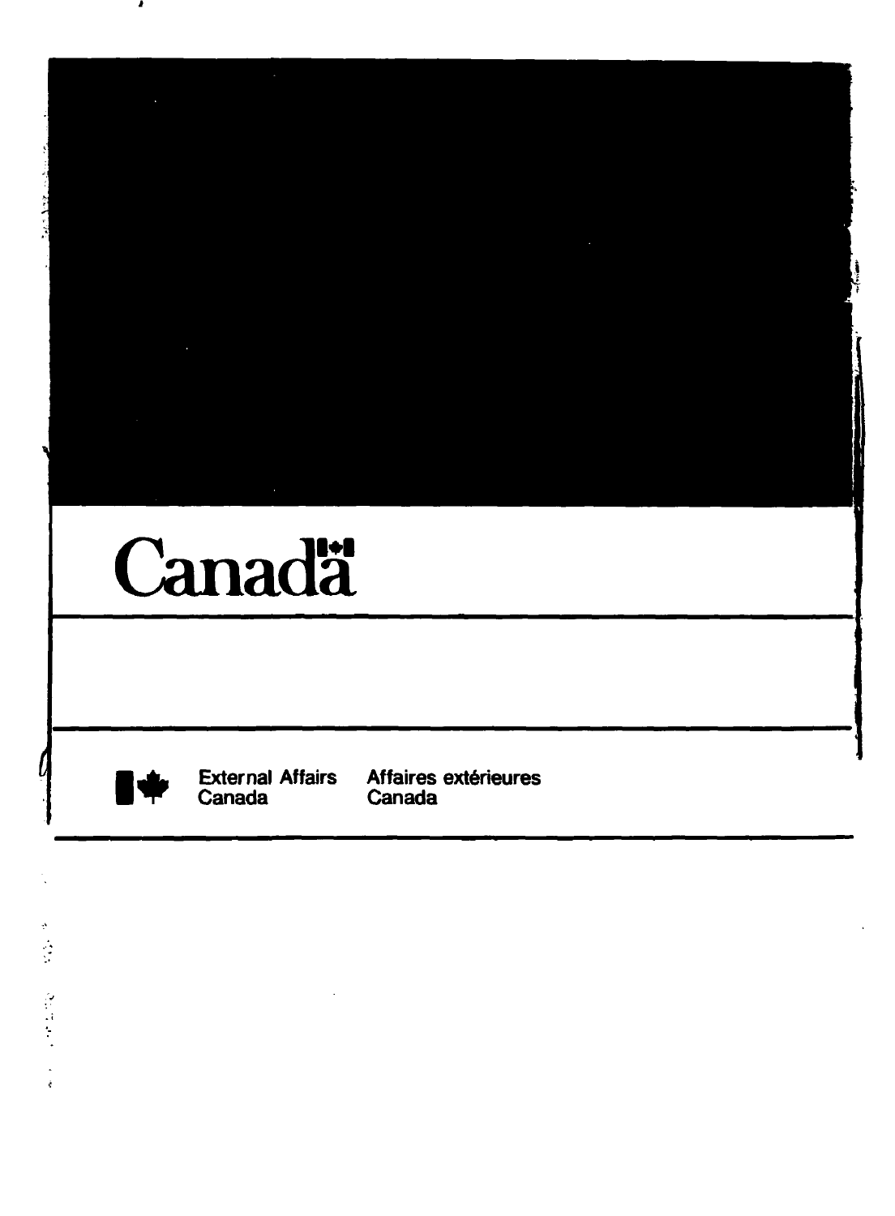Canadä

External Affairs Canada

Affaires extérieures Canada